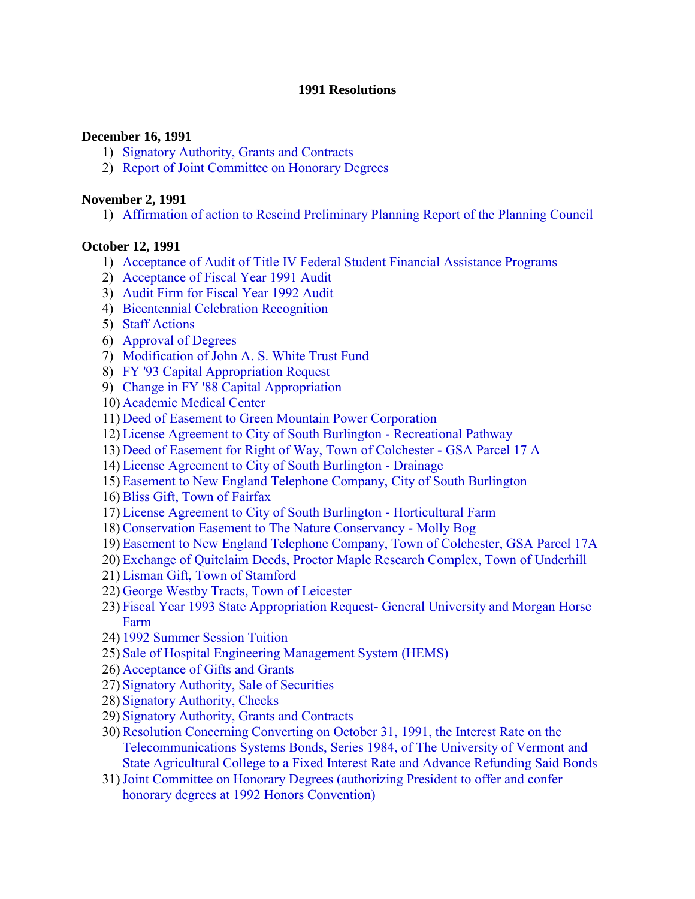# 1991 Resolutions

**December 16, 1991**

1) Signatory Authority, Grants and Contracts
2) Report of Joint Committee on Honorary Degrees

**November 2, 1991**

1) Affirmation of action to Rescind Preliminary Planning Report of the Planning Council

**October 12, 1991**

1) Acceptance of Audit of Title IV Federal Student Financial Assistance Programs
2) Acceptance of Fiscal Year 1991 Audit
3) Audit Firm for Fiscal Year 1992 Audit
4) Bicentennial Celebration Recognition
5) Staff Actions
6) Approval of Degrees
7) Modification of John A. S. White Trust Fund
8) FY '93 Capital Appropriation Request
9) Change in FY '88 Capital Appropriation
10) Academic Medical Center
11) Deed of Easement to Green Mountain Power Corporation
12) License Agreement to City of South Burlington - Recreational Pathway
13) Deed of Easement for Right of Way, Town of Colchester - GSA Parcel 17 A
14) License Agreement to City of South Burlington - Drainage
15) Easement to New England Telephone Company, City of South Burlington
16) Bliss Gift, Town of Fairfax
17) License Agreement to City of South Burlington - Horticultural Farm
18) Conservation Easement to The Nature Conservancy - Molly Bog
19) Easement to New England Telephone Company, Town of Colchester, GSA Parcel 17A
20) Exchange of Quitclaim Deeds, Proctor Maple Research Complex, Town of Underhill
21) Lisman Gift, Town of Stamford
22) George Westby Tracts, Town of Leicester
23) Fiscal Year 1993 State Appropriation Request- General University and Morgan Horse Farm
24) 1992 Summer Session Tuition
25) Sale of Hospital Engineering Management System (HEMS)
26) Acceptance of Gifts and Grants
27) Signatory Authority, Sale of Securities
28) Signatory Authority, Checks
29) Signatory Authority, Grants and Contracts
30) Resolution Concerning Converting on October 31, 1991, the Interest Rate on the Telecommunications Systems Bonds, Series 1984, of The University of Vermont and State Agricultural College to a Fixed Interest Rate and Advance Refunding Said Bonds
31) Joint Committee on Honorary Degrees (authorizing President to offer and confer honorary degrees at 1992 Honors Convention)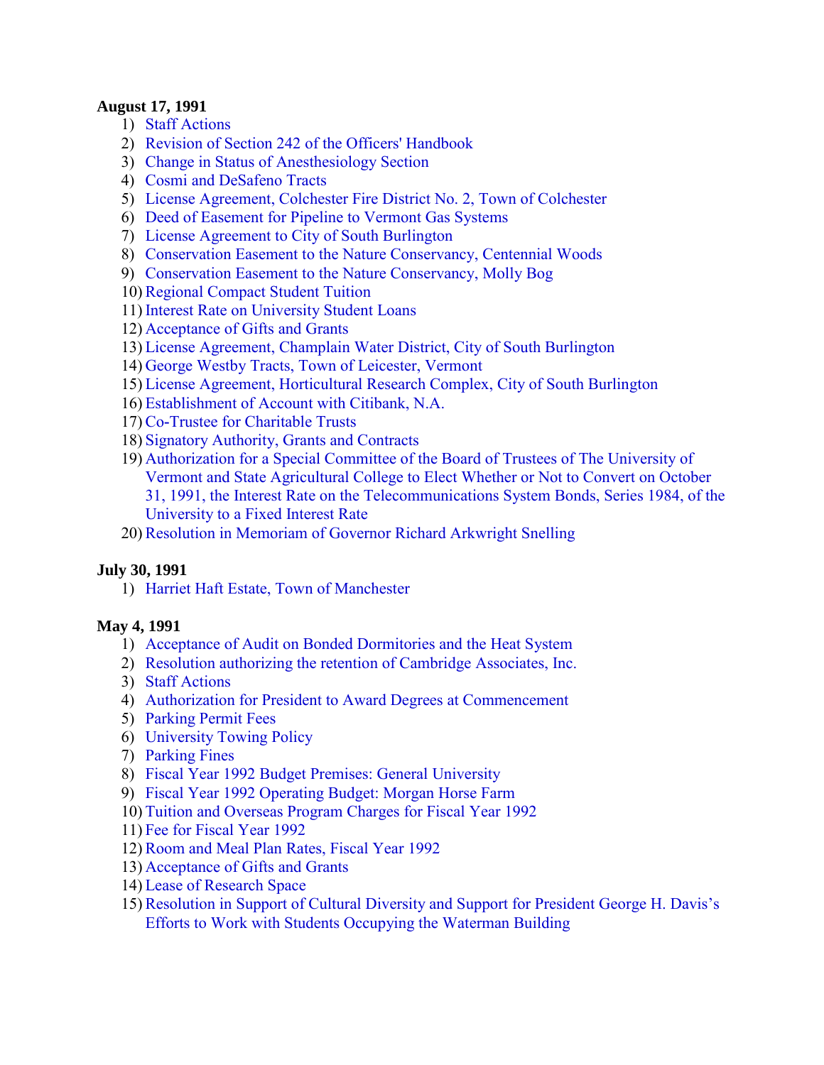**August 17, 1991**

1) Staff Actions
2) Revision of Section 242 of the Officers' Handbook
3) Change in Status of Anesthesiology Section
4) Cosmi and DeSafeno Tracts
5) License Agreement, Colchester Fire District No. 2, Town of Colchester
6) Deed of Easement for Pipeline to Vermont Gas Systems
7) License Agreement to City of South Burlington
8) Conservation Easement to the Nature Conservancy, Centennial Woods
9) Conservation Easement to the Nature Conservancy, Molly Bog
10) Regional Compact Student Tuition
11) Interest Rate on University Student Loans
12) Acceptance of Gifts and Grants
13) License Agreement, Champlain Water District, City of South Burlington
14) George Westby Tracts, Town of Leicester, Vermont
15) License Agreement, Horticultural Research Complex, City of South Burlington
16) Establishment of Account with Citibank, N.A.
17) Co-Trustee for Charitable Trusts
18) Signatory Authority, Grants and Contracts
19) Authorization for a Special Committee of the Board of Trustees of The University of Vermont and State Agricultural College to Elect Whether or Not to Convert on October 31, 1991, the Interest Rate on the Telecommunications System Bonds, Series 1984, of the University to a Fixed Interest Rate
20) Resolution in Memoriam of Governor Richard Arkwright Snelling

**July 30, 1991**

1) Harriet Haft Estate, Town of Manchester

**May 4, 1991**

1) Acceptance of Audit on Bonded Dormitories and the Heat System
2) Resolution authorizing the retention of Cambridge Associates, Inc.
3) Staff Actions
4) Authorization for President to Award Degrees at Commencement
5) Parking Permit Fees
6) University Towing Policy
7) Parking Fines
8) Fiscal Year 1992 Budget Premises: General University
9) Fiscal Year 1992 Operating Budget: Morgan Horse Farm
10) Tuition and Overseas Program Charges for Fiscal Year 1992
11) Fee for Fiscal Year 1992
12) Room and Meal Plan Rates, Fiscal Year 1992
13) Acceptance of Gifts and Grants
14) Lease of Research Space
15) Resolution in Support of Cultural Diversity and Support for President George H. Davis's Efforts to Work with Students Occupying the Waterman Building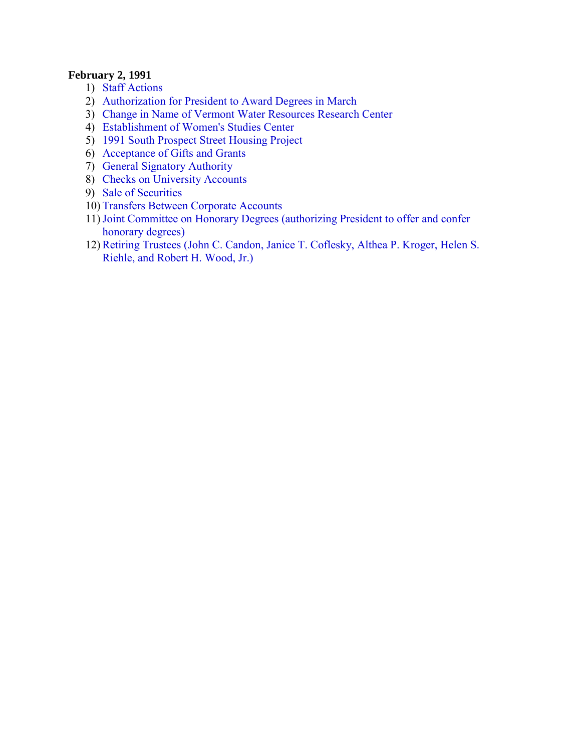**February 2, 1991**

1) Staff Actions
2) Authorization for President to Award Degrees in March
3) Change in Name of Vermont Water Resources Research Center
4) Establishment of Women's Studies Center
5) 1991 South Prospect Street Housing Project
6) Acceptance of Gifts and Grants
7) General Signatory Authority
8) Checks on University Accounts
9) Sale of Securities
10) Transfers Between Corporate Accounts
11) Joint Committee on Honorary Degrees (authorizing President to offer and confer honorary degrees)
12) Retiring Trustees (John C. Candon, Janice T. Coflesky, Althea P. Kroger, Helen S. Riehle, and Robert H. Wood, Jr.)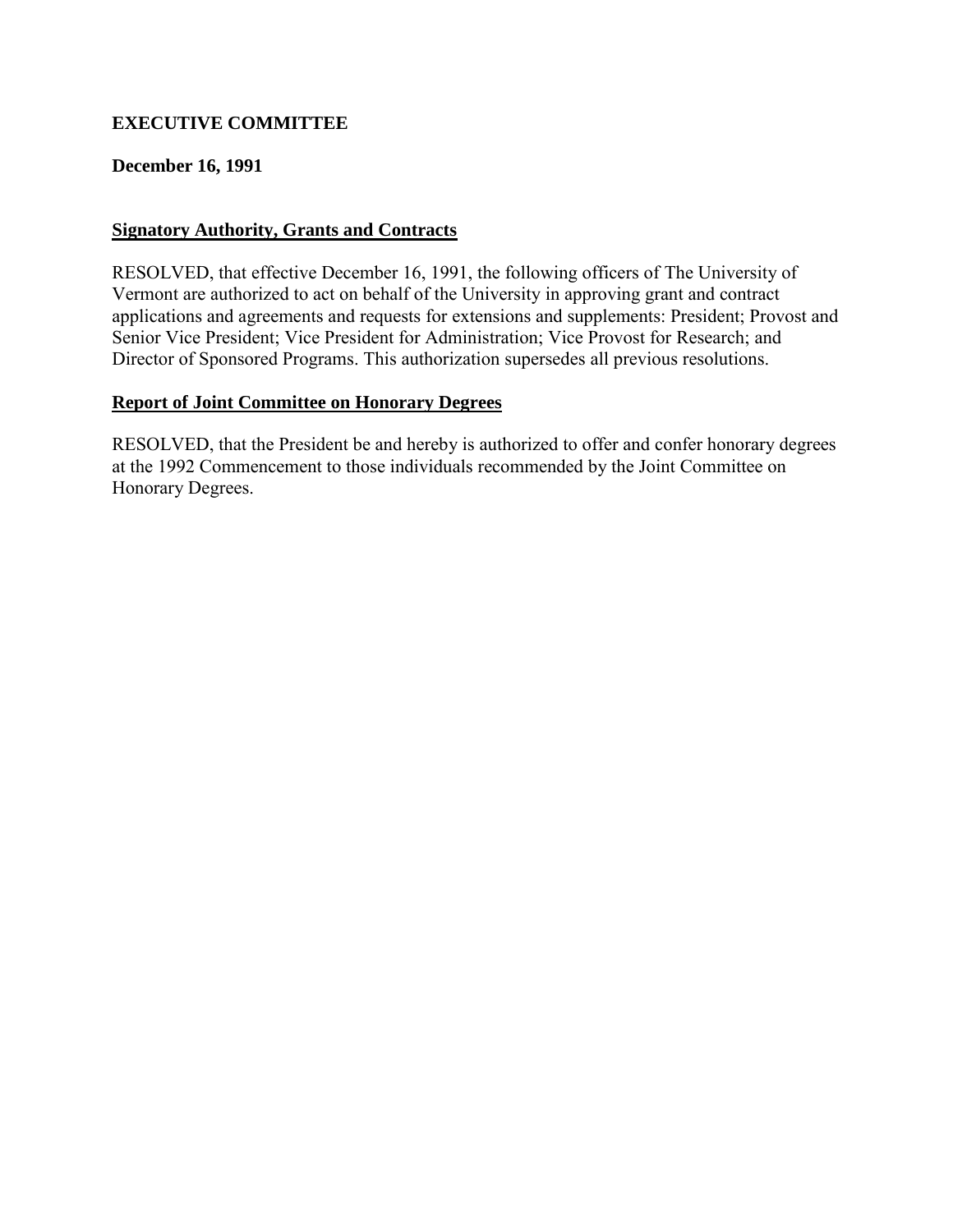**EXECUTIVE COMMITTEE**

**December 16, 1991**

## Signatory Authority, Grants and Contracts

RESOLVED, that effective December 16, 1991, the following officers of The University of Vermont are authorized to act on behalf of the University in approving grant and contract applications and agreements and requests for extensions and supplements: President; Provost and Senior Vice President; Vice President for Administration; Vice Provost for Research; and Director of Sponsored Programs. This authorization supersedes all previous resolutions.

## Report of Joint Committee on Honorary Degrees

RESOLVED, that the President be and hereby is authorized to offer and confer honorary degrees at the 1992 Commencement to those individuals recommended by the Joint Committee on Honorary Degrees.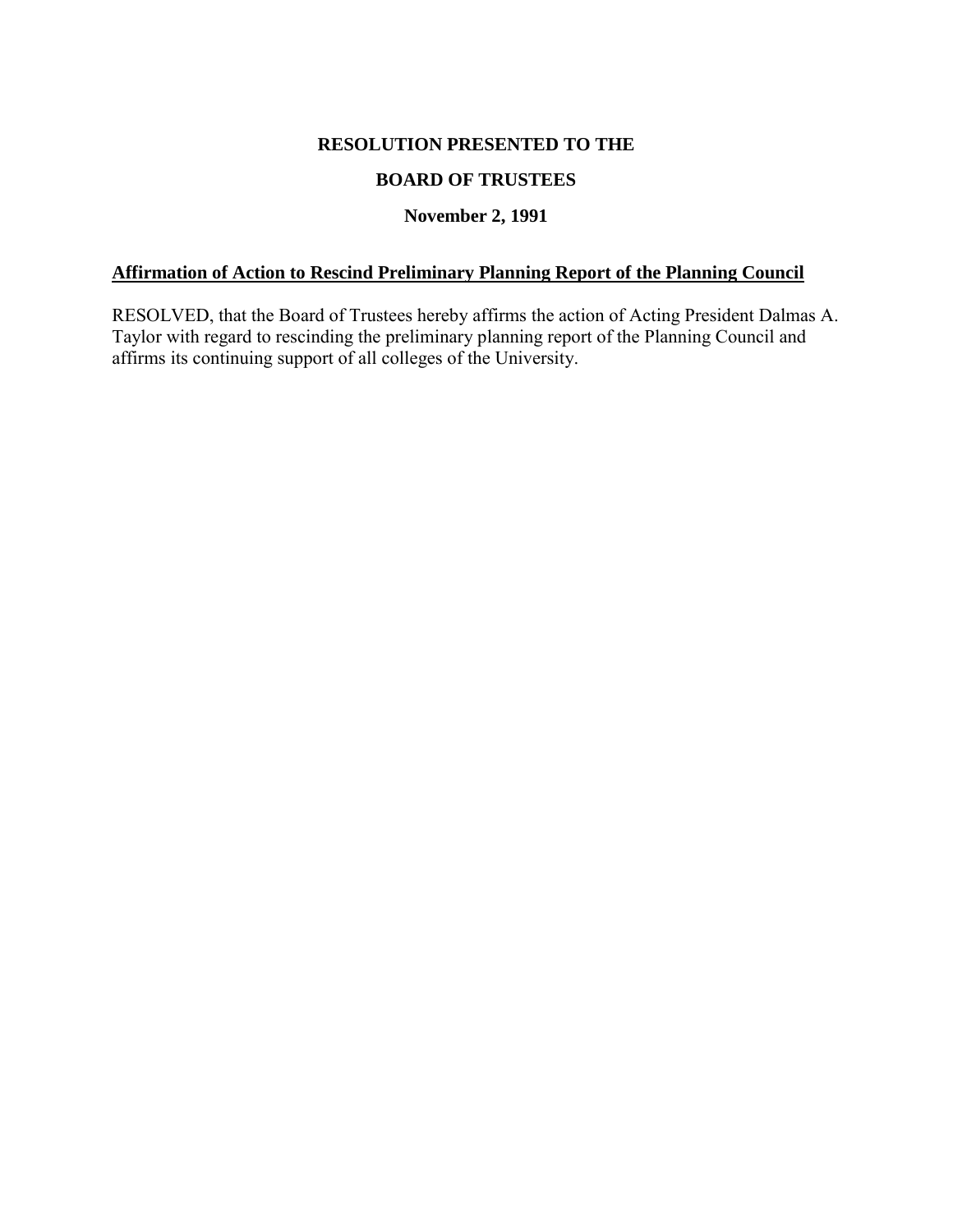**RESOLUTION PRESENTED TO THE**

**BOARD OF TRUSTEES**

**November 2, 1991**

**Affirmation of Action to Rescind Preliminary Planning Report of the Planning Council**

RESOLVED, that the Board of Trustees hereby affirms the action of Acting President Dalmas A. Taylor with regard to rescinding the preliminary planning report of the Planning Council and affirms its continuing support of all colleges of the University.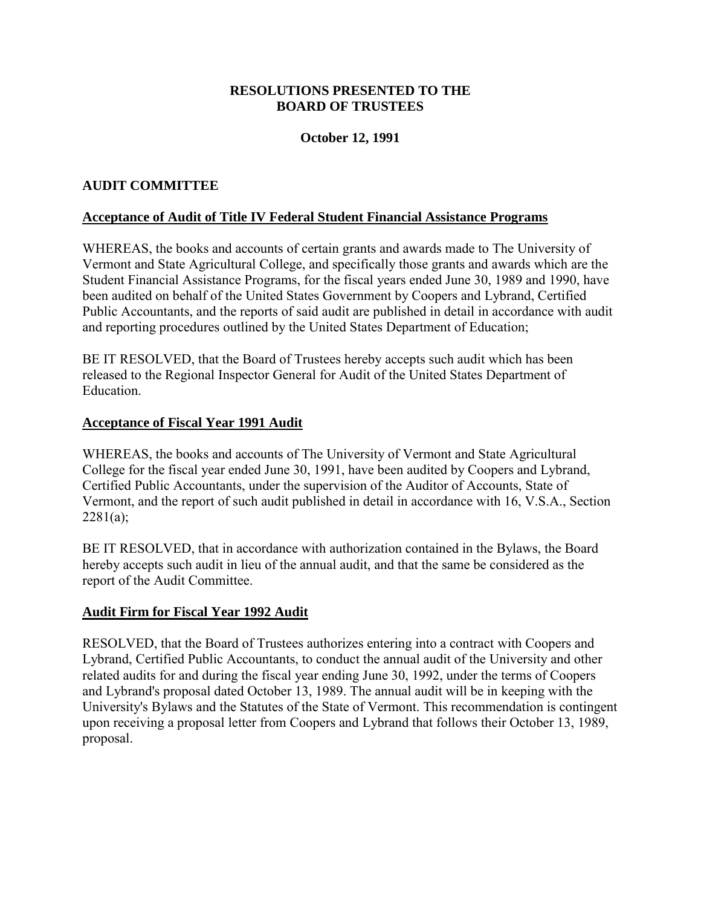# RESOLUTIONS PRESENTED TO THE BOARD OF TRUSTEES

**October 12, 1991**

## AUDIT COMMITTEE

### Acceptance of Audit of Title IV Federal Student Financial Assistance Programs

WHEREAS, the books and accounts of certain grants and awards made to The University of Vermont and State Agricultural College, and specifically those grants and awards which are the Student Financial Assistance Programs, for the fiscal years ended June 30, 1989 and 1990, have been audited on behalf of the United States Government by Coopers and Lybrand, Certified Public Accountants, and the reports of said audit are published in detail in accordance with audit and reporting procedures outlined by the United States Department of Education;

BE IT RESOLVED, that the Board of Trustees hereby accepts such audit which has been released to the Regional Inspector General for Audit of the United States Department of Education.

### Acceptance of Fiscal Year 1991 Audit

WHEREAS, the books and accounts of The University of Vermont and State Agricultural College for the fiscal year ended June 30, 1991, have been audited by Coopers and Lybrand, Certified Public Accountants, under the supervision of the Auditor of Accounts, State of Vermont, and the report of such audit published in detail in accordance with 16, V.S.A., Section 2281(a);

BE IT RESOLVED, that in accordance with authorization contained in the Bylaws, the Board hereby accepts such audit in lieu of the annual audit, and that the same be considered as the report of the Audit Committee.

### Audit Firm for Fiscal Year 1992 Audit

RESOLVED, that the Board of Trustees authorizes entering into a contract with Coopers and Lybrand, Certified Public Accountants, to conduct the annual audit of the University and other related audits for and during the fiscal year ending June 30, 1992, under the terms of Coopers and Lybrand's proposal dated October 13, 1989. The annual audit will be in keeping with the University's Bylaws and the Statutes of the State of Vermont. This recommendation is contingent upon receiving a proposal letter from Coopers and Lybrand that follows their October 13, 1989, proposal.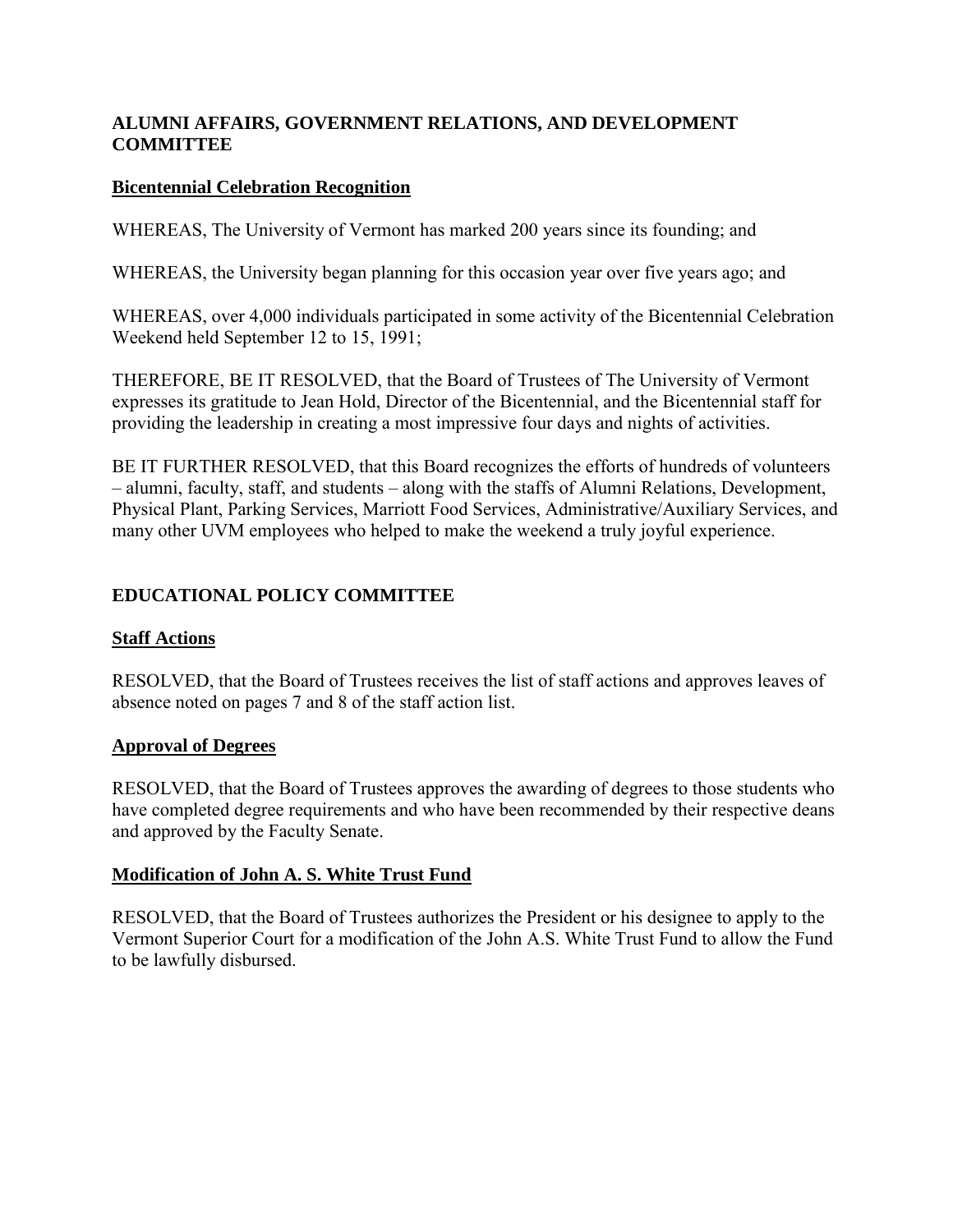## ALUMNI AFFAIRS, GOVERNMENT RELATIONS, AND DEVELOPMENT COMMITTEE

### Bicentennial Celebration Recognition

WHEREAS, The University of Vermont has marked 200 years since its founding; and

WHEREAS, the University began planning for this occasion year over five years ago; and

WHEREAS, over 4,000 individuals participated in some activity of the Bicentennial Celebration Weekend held September 12 to 15, 1991;

THEREFORE, BE IT RESOLVED, that the Board of Trustees of The University of Vermont expresses its gratitude to Jean Hold, Director of the Bicentennial, and the Bicentennial staff for providing the leadership in creating a most impressive four days and nights of activities.

BE IT FURTHER RESOLVED, that this Board recognizes the efforts of hundreds of volunteers – alumni, faculty, staff, and students – along with the staffs of Alumni Relations, Development, Physical Plant, Parking Services, Marriott Food Services, Administrative/Auxiliary Services, and many other UVM employees who helped to make the weekend a truly joyful experience.

## EDUCATIONAL POLICY COMMITTEE

### Staff Actions

RESOLVED, that the Board of Trustees receives the list of staff actions and approves leaves of absence noted on pages 7 and 8 of the staff action list.

### Approval of Degrees

RESOLVED, that the Board of Trustees approves the awarding of degrees to those students who have completed degree requirements and who have been recommended by their respective deans and approved by the Faculty Senate.

### Modification of John A. S. White Trust Fund

RESOLVED, that the Board of Trustees authorizes the President or his designee to apply to the Vermont Superior Court for a modification of the John A.S. White Trust Fund to allow the Fund to be lawfully disbursed.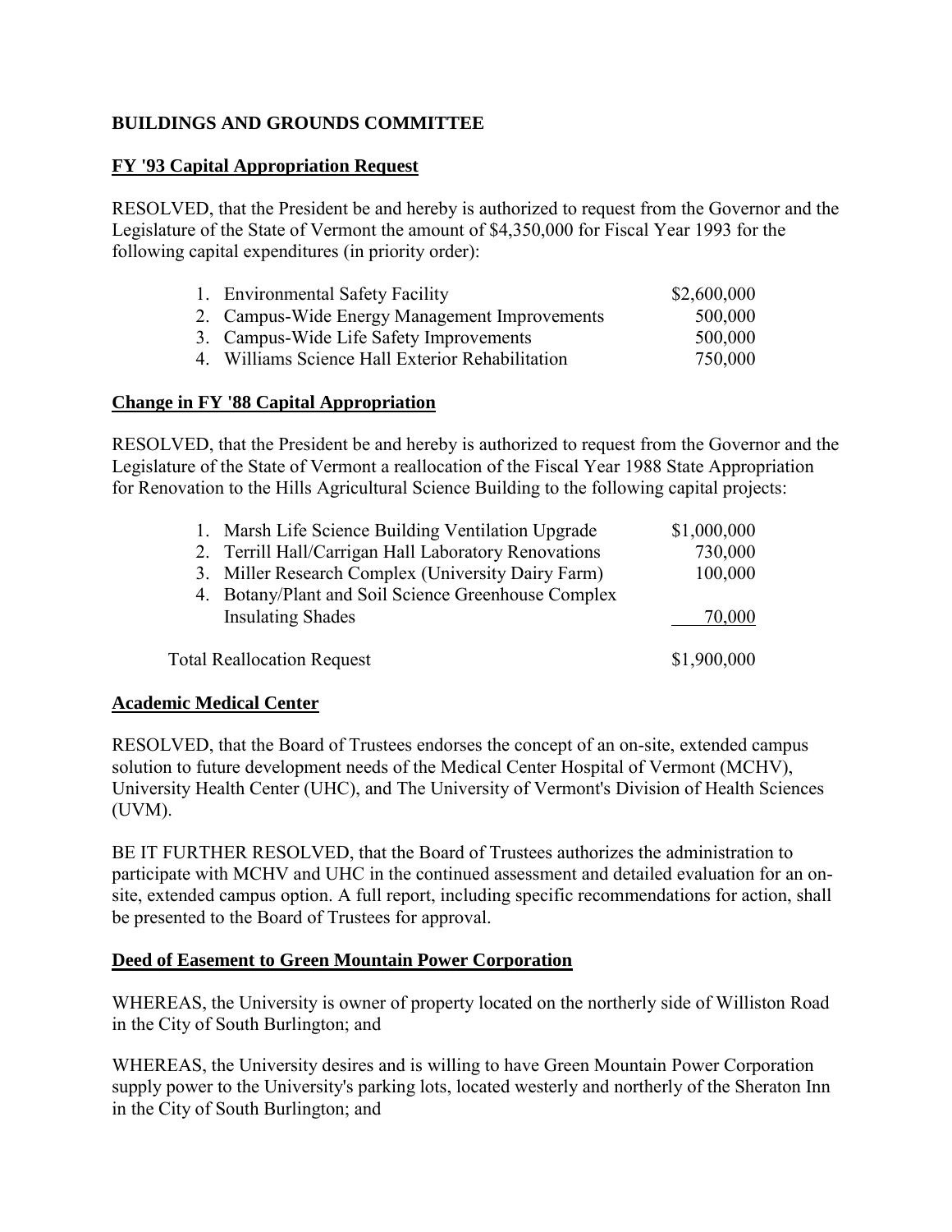**BUILDINGS AND GROUNDS COMMITTEE**

**FY '93 Capital Appropriation Request**

RESOLVED, that the President be and hereby is authorized to request from the Governor and the Legislature of the State of Vermont the amount of $4,350,000 for Fiscal Year 1993 for the following capital expenditures (in priority order):

| | |
|---|---|
| 1. Environmental Safety Facility | $2,600,000 |
| 2. Campus-Wide Energy Management Improvements | 500,000 |
| 3. Campus-Wide Life Safety Improvements | 500,000 |
| 4. Williams Science Hall Exterior Rehabilitation | 750,000 |

**Change in FY '88 Capital Appropriation**

RESOLVED, that the President be and hereby is authorized to request from the Governor and the Legislature of the State of Vermont a reallocation of the Fiscal Year 1988 State Appropriation for Renovation to the Hills Agricultural Science Building to the following capital projects:

| | |
|---|---|
| 1. Marsh Life Science Building Ventilation Upgrade | $1,000,000 |
| 2. Terrill Hall/Carrigan Hall Laboratory Renovations | 730,000 |
| 3. Miller Research Complex (University Dairy Farm) | 100,000 |
| 4. Botany/Plant and Soil Science Greenhouse Complex Insulating Shades | 70,000 |
| Total Reallocation Request | $1,900,000 |

**Academic Medical Center**

RESOLVED, that the Board of Trustees endorses the concept of an on-site, extended campus solution to future development needs of the Medical Center Hospital of Vermont (MCHV), University Health Center (UHC), and The University of Vermont's Division of Health Sciences (UVM).

BE IT FURTHER RESOLVED, that the Board of Trustees authorizes the administration to participate with MCHV and UHC in the continued assessment and detailed evaluation for an on-site, extended campus option. A full report, including specific recommendations for action, shall be presented to the Board of Trustees for approval.

**Deed of Easement to Green Mountain Power Corporation**

WHEREAS, the University is owner of property located on the northerly side of Williston Road in the City of South Burlington; and

WHEREAS, the University desires and is willing to have Green Mountain Power Corporation supply power to the University's parking lots, located westerly and northerly of the Sheraton Inn in the City of South Burlington; and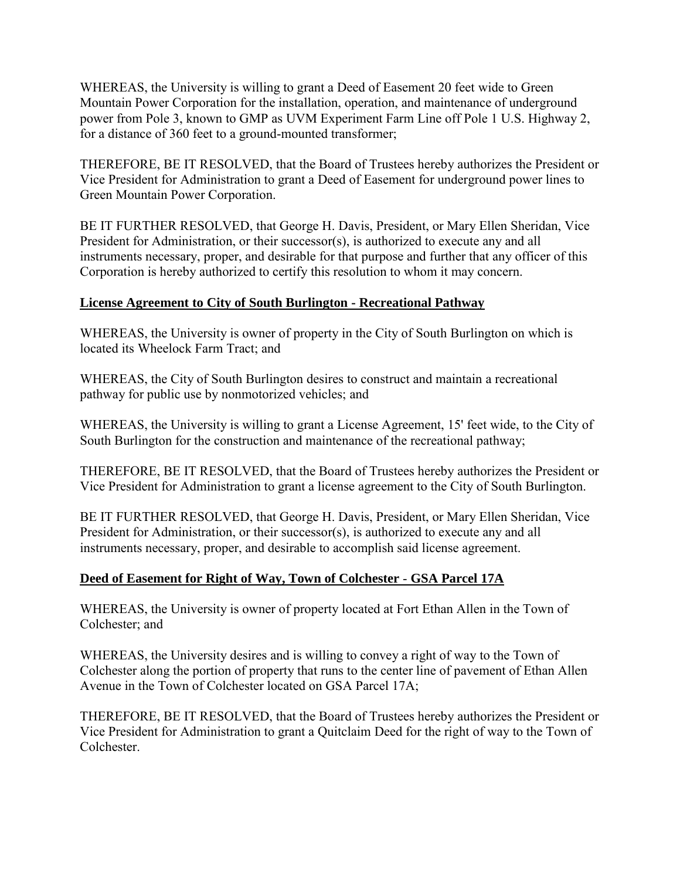WHEREAS, the University is willing to grant a Deed of Easement 20 feet wide to Green Mountain Power Corporation for the installation, operation, and maintenance of underground power from Pole 3, known to GMP as UVM Experiment Farm Line off Pole 1 U.S. Highway 2, for a distance of 360 feet to a ground-mounted transformer;

THEREFORE, BE IT RESOLVED, that the Board of Trustees hereby authorizes the President or Vice President for Administration to grant a Deed of Easement for underground power lines to Green Mountain Power Corporation.

BE IT FURTHER RESOLVED, that George H. Davis, President, or Mary Ellen Sheridan, Vice President for Administration, or their successor(s), is authorized to execute any and all instruments necessary, proper, and desirable for that purpose and further that any officer of this Corporation is hereby authorized to certify this resolution to whom it may concern.

**License Agreement to City of South Burlington - Recreational Pathway**

WHEREAS, the University is owner of property in the City of South Burlington on which is located its Wheelock Farm Tract; and

WHEREAS, the City of South Burlington desires to construct and maintain a recreational pathway for public use by nonmotorized vehicles; and

WHEREAS, the University is willing to grant a License Agreement, 15' feet wide, to the City of South Burlington for the construction and maintenance of the recreational pathway;

THEREFORE, BE IT RESOLVED, that the Board of Trustees hereby authorizes the President or Vice President for Administration to grant a license agreement to the City of South Burlington.

BE IT FURTHER RESOLVED, that George H. Davis, President, or Mary Ellen Sheridan, Vice President for Administration, or their successor(s), is authorized to execute any and all instruments necessary, proper, and desirable to accomplish said license agreement.

**Deed of Easement for Right of Way, Town of Colchester - GSA Parcel 17A**

WHEREAS, the University is owner of property located at Fort Ethan Allen in the Town of Colchester; and

WHEREAS, the University desires and is willing to convey a right of way to the Town of Colchester along the portion of property that runs to the center line of pavement of Ethan Allen Avenue in the Town of Colchester located on GSA Parcel 17A;

THEREFORE, BE IT RESOLVED, that the Board of Trustees hereby authorizes the President or Vice President for Administration to grant a Quitclaim Deed for the right of way to the Town of Colchester.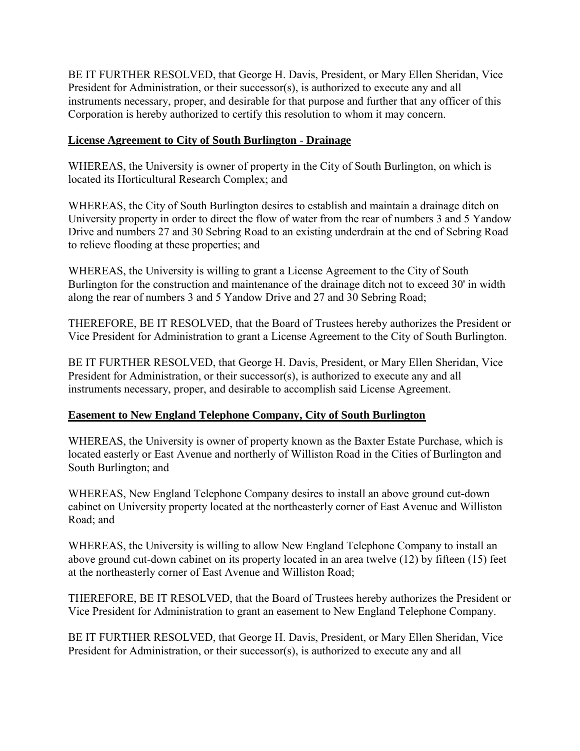BE IT FURTHER RESOLVED, that George H. Davis, President, or Mary Ellen Sheridan, Vice President for Administration, or their successor(s), is authorized to execute any and all instruments necessary, proper, and desirable for that purpose and further that any officer of this Corporation is hereby authorized to certify this resolution to whom it may concern.

**License Agreement to City of South Burlington - Drainage**

WHEREAS, the University is owner of property in the City of South Burlington, on which is located its Horticultural Research Complex; and

WHEREAS, the City of South Burlington desires to establish and maintain a drainage ditch on University property in order to direct the flow of water from the rear of numbers 3 and 5 Yandow Drive and numbers 27 and 30 Sebring Road to an existing underdrain at the end of Sebring Road to relieve flooding at these properties; and

WHEREAS, the University is willing to grant a License Agreement to the City of South Burlington for the construction and maintenance of the drainage ditch not to exceed 30' in width along the rear of numbers 3 and 5 Yandow Drive and 27 and 30 Sebring Road;

THEREFORE, BE IT RESOLVED, that the Board of Trustees hereby authorizes the President or Vice President for Administration to grant a License Agreement to the City of South Burlington.

BE IT FURTHER RESOLVED, that George H. Davis, President, or Mary Ellen Sheridan, Vice President for Administration, or their successor(s), is authorized to execute any and all instruments necessary, proper, and desirable to accomplish said License Agreement.

**Easement to New England Telephone Company, City of South Burlington**

WHEREAS, the University is owner of property known as the Baxter Estate Purchase, which is located easterly or East Avenue and northerly of Williston Road in the Cities of Burlington and South Burlington; and

WHEREAS, New England Telephone Company desires to install an above ground cut-down cabinet on University property located at the northeasterly corner of East Avenue and Williston Road; and

WHEREAS, the University is willing to allow New England Telephone Company to install an above ground cut-down cabinet on its property located in an area twelve (12) by fifteen (15) feet at the northeasterly corner of East Avenue and Williston Road;

THEREFORE, BE IT RESOLVED, that the Board of Trustees hereby authorizes the President or Vice President for Administration to grant an easement to New England Telephone Company.

BE IT FURTHER RESOLVED, that George H. Davis, President, or Mary Ellen Sheridan, Vice President for Administration, or their successor(s), is authorized to execute any and all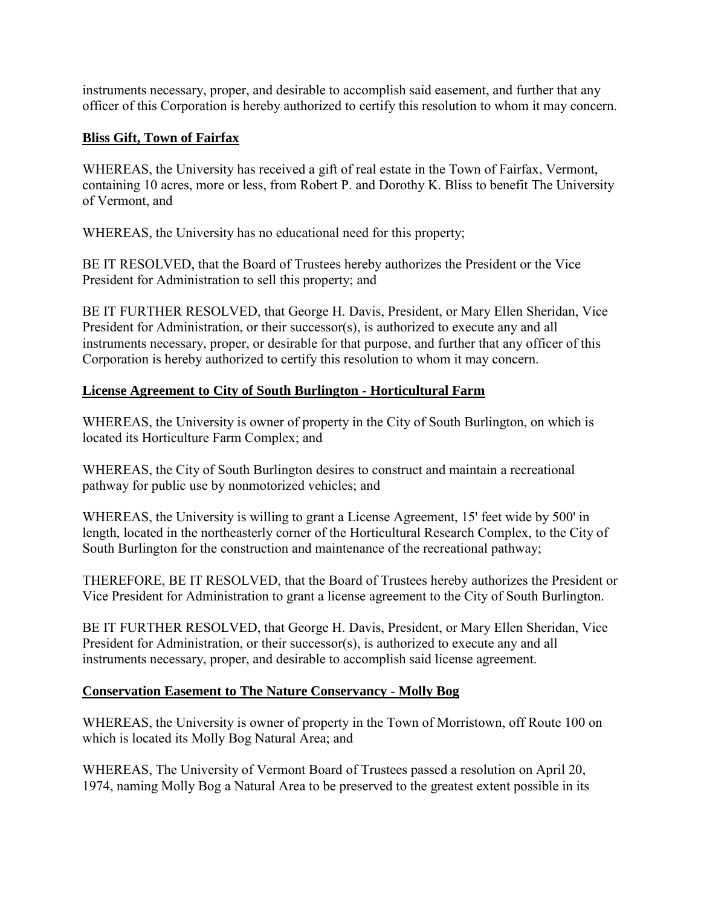instruments necessary, proper, and desirable to accomplish said easement, and further that any officer of this Corporation is hereby authorized to certify this resolution to whom it may concern.

**Bliss Gift, Town of Fairfax**

WHEREAS, the University has received a gift of real estate in the Town of Fairfax, Vermont, containing 10 acres, more or less, from Robert P. and Dorothy K. Bliss to benefit The University of Vermont, and

WHEREAS, the University has no educational need for this property;

BE IT RESOLVED, that the Board of Trustees hereby authorizes the President or the Vice President for Administration to sell this property; and

BE IT FURTHER RESOLVED, that George H. Davis, President, or Mary Ellen Sheridan, Vice President for Administration, or their successor(s), is authorized to execute any and all instruments necessary, proper, or desirable for that purpose, and further that any officer of this Corporation is hereby authorized to certify this resolution to whom it may concern.

**License Agreement to City of South Burlington - Horticultural Farm**

WHEREAS, the University is owner of property in the City of South Burlington, on which is located its Horticulture Farm Complex; and

WHEREAS, the City of South Burlington desires to construct and maintain a recreational pathway for public use by nonmotorized vehicles; and

WHEREAS, the University is willing to grant a License Agreement, 15' feet wide by 500' in length, located in the northeasterly corner of the Horticultural Research Complex, to the City of South Burlington for the construction and maintenance of the recreational pathway;

THEREFORE, BE IT RESOLVED, that the Board of Trustees hereby authorizes the President or Vice President for Administration to grant a license agreement to the City of South Burlington.

BE IT FURTHER RESOLVED, that George H. Davis, President, or Mary Ellen Sheridan, Vice President for Administration, or their successor(s), is authorized to execute any and all instruments necessary, proper, and desirable to accomplish said license agreement.

**Conservation Easement to The Nature Conservancy - Molly Bog**

WHEREAS, the University is owner of property in the Town of Morristown, off Route 100 on which is located its Molly Bog Natural Area; and

WHEREAS, The University of Vermont Board of Trustees passed a resolution on April 20, 1974, naming Molly Bog a Natural Area to be preserved to the greatest extent possible in its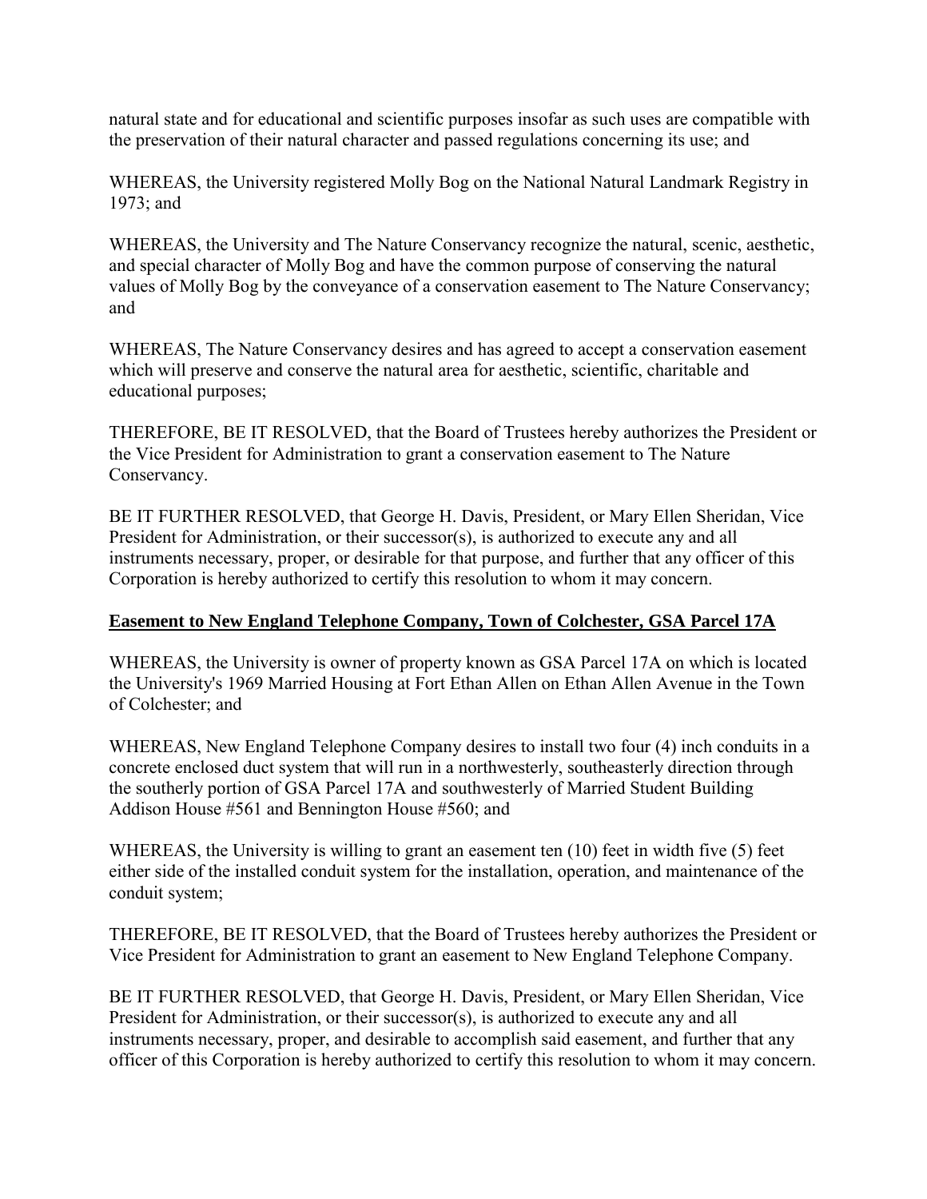natural state and for educational and scientific purposes insofar as such uses are compatible with the preservation of their natural character and passed regulations concerning its use; and

WHEREAS, the University registered Molly Bog on the National Natural Landmark Registry in 1973; and

WHEREAS, the University and The Nature Conservancy recognize the natural, scenic, aesthetic, and special character of Molly Bog and have the common purpose of conserving the natural values of Molly Bog by the conveyance of a conservation easement to The Nature Conservancy; and

WHEREAS, The Nature Conservancy desires and has agreed to accept a conservation easement which will preserve and conserve the natural area for aesthetic, scientific, charitable and educational purposes;

THEREFORE, BE IT RESOLVED, that the Board of Trustees hereby authorizes the President or the Vice President for Administration to grant a conservation easement to The Nature Conservancy.

BE IT FURTHER RESOLVED, that George H. Davis, President, or Mary Ellen Sheridan, Vice President for Administration, or their successor(s), is authorized to execute any and all instruments necessary, proper, or desirable for that purpose, and further that any officer of this Corporation is hereby authorized to certify this resolution to whom it may concern.

**Easement to New England Telephone Company, Town of Colchester, GSA Parcel 17A**

WHEREAS, the University is owner of property known as GSA Parcel 17A on which is located the University's 1969 Married Housing at Fort Ethan Allen on Ethan Allen Avenue in the Town of Colchester; and

WHEREAS, New England Telephone Company desires to install two four (4) inch conduits in a concrete enclosed duct system that will run in a northwesterly, southeasterly direction through the southerly portion of GSA Parcel 17A and southwesterly of Married Student Building Addison House #561 and Bennington House #560; and

WHEREAS, the University is willing to grant an easement ten (10) feet in width five (5) feet either side of the installed conduit system for the installation, operation, and maintenance of the conduit system;

THEREFORE, BE IT RESOLVED, that the Board of Trustees hereby authorizes the President or Vice President for Administration to grant an easement to New England Telephone Company.

BE IT FURTHER RESOLVED, that George H. Davis, President, or Mary Ellen Sheridan, Vice President for Administration, or their successor(s), is authorized to execute any and all instruments necessary, proper, and desirable to accomplish said easement, and further that any officer of this Corporation is hereby authorized to certify this resolution to whom it may concern.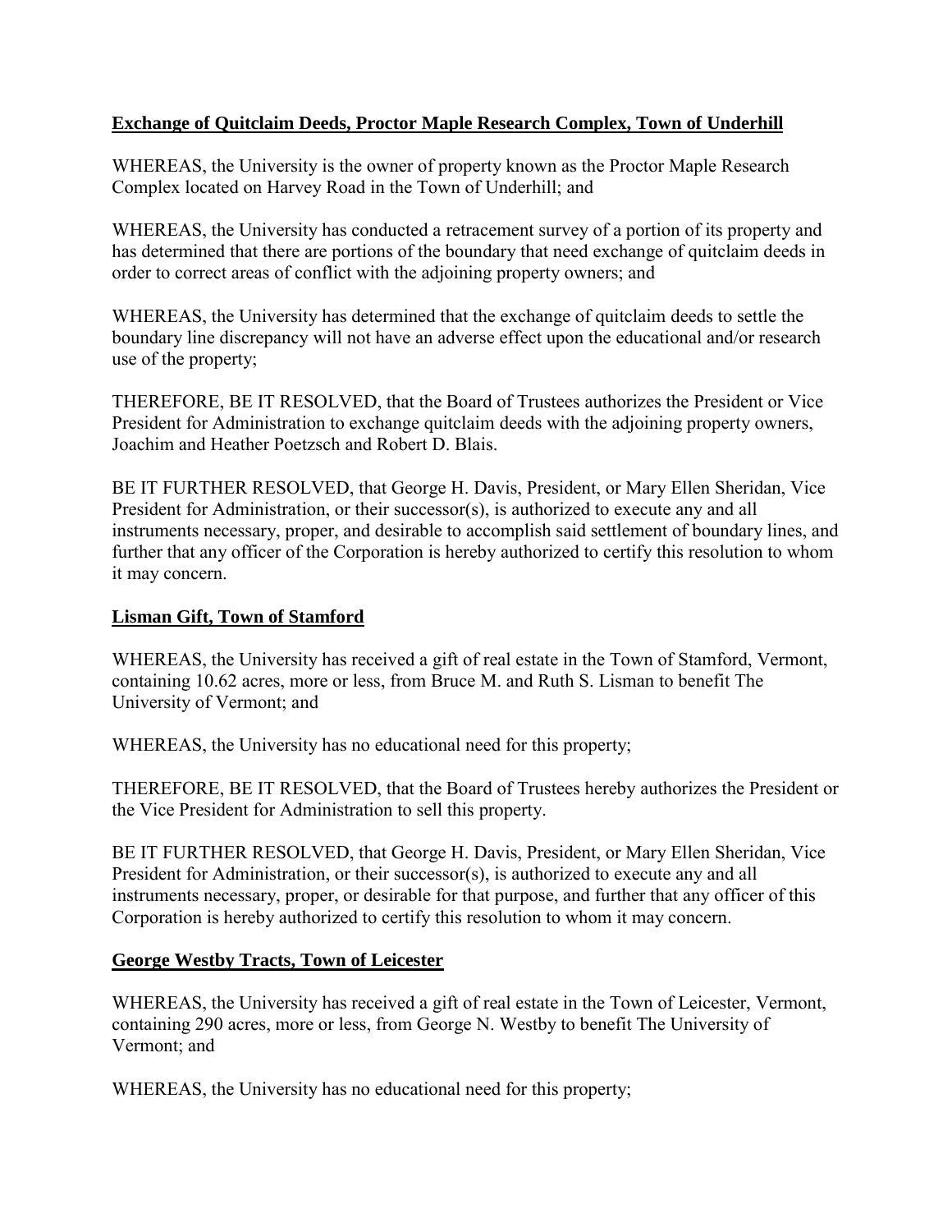**Exchange of Quitclaim Deeds, Proctor Maple Research Complex, Town of Underhill**

WHEREAS, the University is the owner of property known as the Proctor Maple Research Complex located on Harvey Road in the Town of Underhill; and

WHEREAS, the University has conducted a retracement survey of a portion of its property and has determined that there are portions of the boundary that need exchange of quitclaim deeds in order to correct areas of conflict with the adjoining property owners; and

WHEREAS, the University has determined that the exchange of quitclaim deeds to settle the boundary line discrepancy will not have an adverse effect upon the educational and/or research use of the property;

THEREFORE, BE IT RESOLVED, that the Board of Trustees authorizes the President or Vice President for Administration to exchange quitclaim deeds with the adjoining property owners, Joachim and Heather Poetzsch and Robert D. Blais.

BE IT FURTHER RESOLVED, that George H. Davis, President, or Mary Ellen Sheridan, Vice President for Administration, or their successor(s), is authorized to execute any and all instruments necessary, proper, and desirable to accomplish said settlement of boundary lines, and further that any officer of the Corporation is hereby authorized to certify this resolution to whom it may concern.

**Lisman Gift, Town of Stamford**

WHEREAS, the University has received a gift of real estate in the Town of Stamford, Vermont, containing 10.62 acres, more or less, from Bruce M. and Ruth S. Lisman to benefit The University of Vermont; and

WHEREAS, the University has no educational need for this property;

THEREFORE, BE IT RESOLVED, that the Board of Trustees hereby authorizes the President or the Vice President for Administration to sell this property.

BE IT FURTHER RESOLVED, that George H. Davis, President, or Mary Ellen Sheridan, Vice President for Administration, or their successor(s), is authorized to execute any and all instruments necessary, proper, or desirable for that purpose, and further that any officer of this Corporation is hereby authorized to certify this resolution to whom it may concern.

**George Westby Tracts, Town of Leicester**

WHEREAS, the University has received a gift of real estate in the Town of Leicester, Vermont, containing 290 acres, more or less, from George N. Westby to benefit The University of Vermont; and

WHEREAS, the University has no educational need for this property;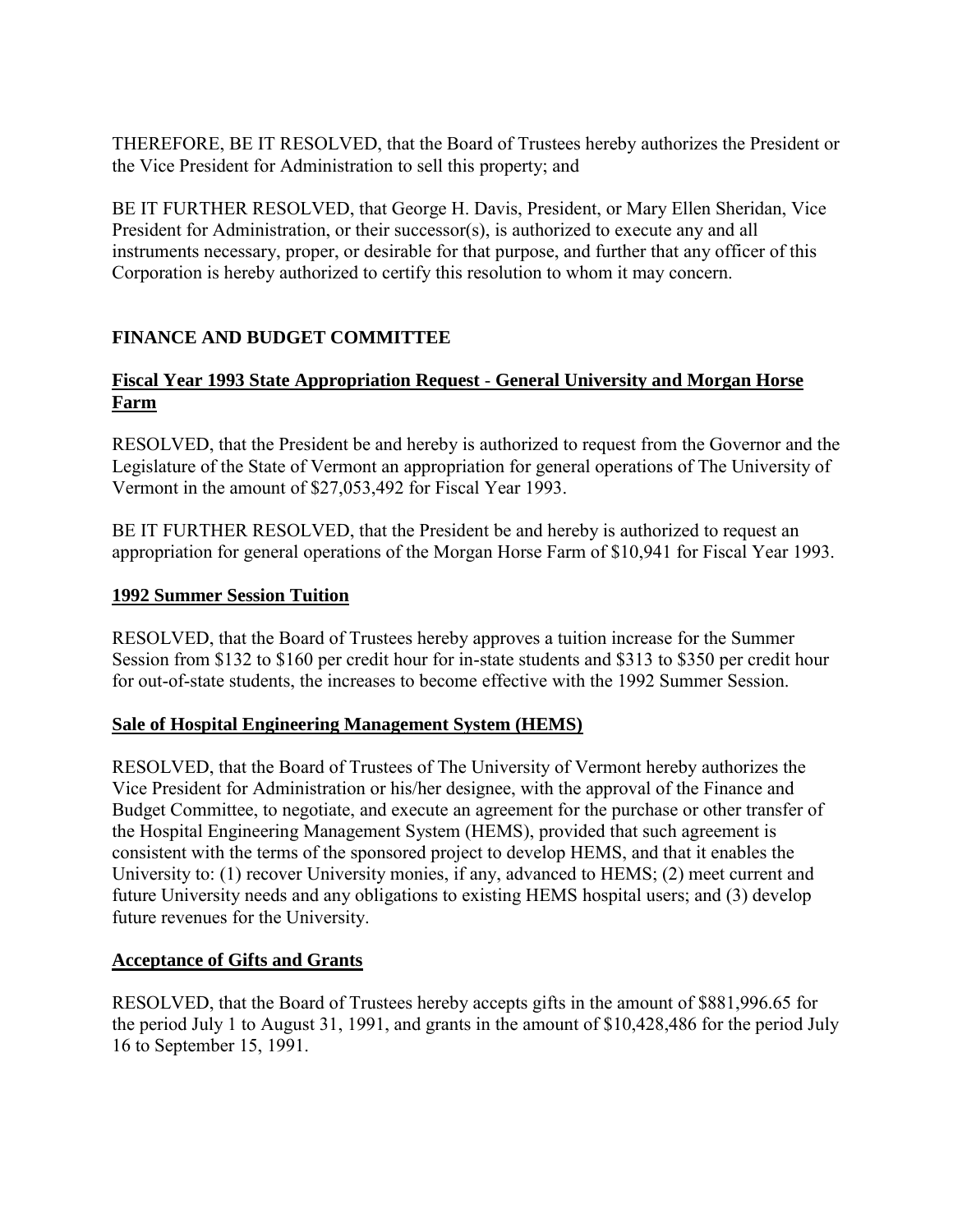THEREFORE, BE IT RESOLVED, that the Board of Trustees hereby authorizes the President or the Vice President for Administration to sell this property; and

BE IT FURTHER RESOLVED, that George H. Davis, President, or Mary Ellen Sheridan, Vice President for Administration, or their successor(s), is authorized to execute any and all instruments necessary, proper, or desirable for that purpose, and further that any officer of this Corporation is hereby authorized to certify this resolution to whom it may concern.

## FINANCE AND BUDGET COMMITTEE

### Fiscal Year 1993 State Appropriation Request - General University and Morgan Horse Farm

RESOLVED, that the President be and hereby is authorized to request from the Governor and the Legislature of the State of Vermont an appropriation for general operations of The University of Vermont in the amount of $27,053,492 for Fiscal Year 1993.

BE IT FURTHER RESOLVED, that the President be and hereby is authorized to request an appropriation for general operations of the Morgan Horse Farm of $10,941 for Fiscal Year 1993.

### 1992 Summer Session Tuition

RESOLVED, that the Board of Trustees hereby approves a tuition increase for the Summer Session from $132 to $160 per credit hour for in-state students and $313 to $350 per credit hour for out-of-state students, the increases to become effective with the 1992 Summer Session.

### Sale of Hospital Engineering Management System (HEMS)

RESOLVED, that the Board of Trustees of The University of Vermont hereby authorizes the Vice President for Administration or his/her designee, with the approval of the Finance and Budget Committee, to negotiate, and execute an agreement for the purchase or other transfer of the Hospital Engineering Management System (HEMS), provided that such agreement is consistent with the terms of the sponsored project to develop HEMS, and that it enables the University to: (1) recover University monies, if any, advanced to HEMS; (2) meet current and future University needs and any obligations to existing HEMS hospital users; and (3) develop future revenues for the University.

### Acceptance of Gifts and Grants

RESOLVED, that the Board of Trustees hereby accepts gifts in the amount of $881,996.65 for the period July 1 to August 31, 1991, and grants in the amount of $10,428,486 for the period July 16 to September 15, 1991.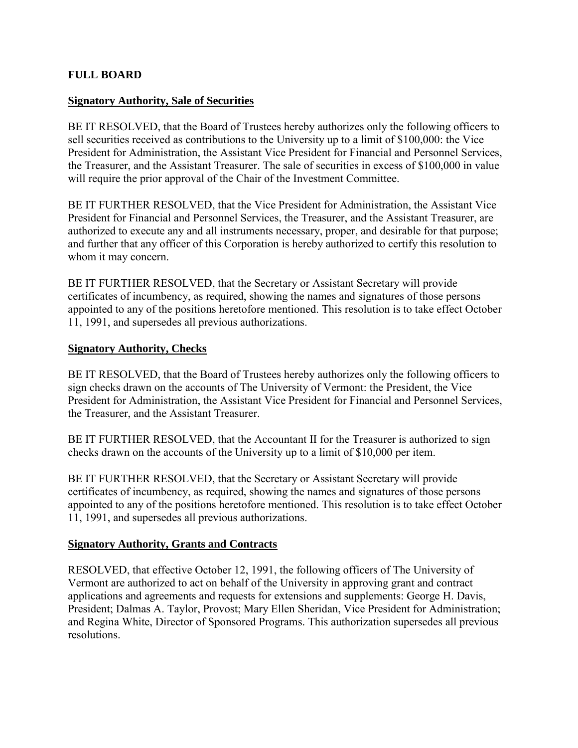## FULL BOARD

### Signatory Authority, Sale of Securities

BE IT RESOLVED, that the Board of Trustees hereby authorizes only the following officers to sell securities received as contributions to the University up to a limit of $100,000: the Vice President for Administration, the Assistant Vice President for Financial and Personnel Services, the Treasurer, and the Assistant Treasurer. The sale of securities in excess of $100,000 in value will require the prior approval of the Chair of the Investment Committee.

BE IT FURTHER RESOLVED, that the Vice President for Administration, the Assistant Vice President for Financial and Personnel Services, the Treasurer, and the Assistant Treasurer, are authorized to execute any and all instruments necessary, proper, and desirable for that purpose; and further that any officer of this Corporation is hereby authorized to certify this resolution to whom it may concern.

BE IT FURTHER RESOLVED, that the Secretary or Assistant Secretary will provide certificates of incumbency, as required, showing the names and signatures of those persons appointed to any of the positions heretofore mentioned. This resolution is to take effect October 11, 1991, and supersedes all previous authorizations.

### Signatory Authority, Checks

BE IT RESOLVED, that the Board of Trustees hereby authorizes only the following officers to sign checks drawn on the accounts of The University of Vermont: the President, the Vice President for Administration, the Assistant Vice President for Financial and Personnel Services, the Treasurer, and the Assistant Treasurer.

BE IT FURTHER RESOLVED, that the Accountant II for the Treasurer is authorized to sign checks drawn on the accounts of the University up to a limit of $10,000 per item.

BE IT FURTHER RESOLVED, that the Secretary or Assistant Secretary will provide certificates of incumbency, as required, showing the names and signatures of those persons appointed to any of the positions heretofore mentioned. This resolution is to take effect October 11, 1991, and supersedes all previous authorizations.

### Signatory Authority, Grants and Contracts

RESOLVED, that effective October 12, 1991, the following officers of The University of Vermont are authorized to act on behalf of the University in approving grant and contract applications and agreements and requests for extensions and supplements: George H. Davis, President; Dalmas A. Taylor, Provost; Mary Ellen Sheridan, Vice President for Administration; and Regina White, Director of Sponsored Programs. This authorization supersedes all previous resolutions.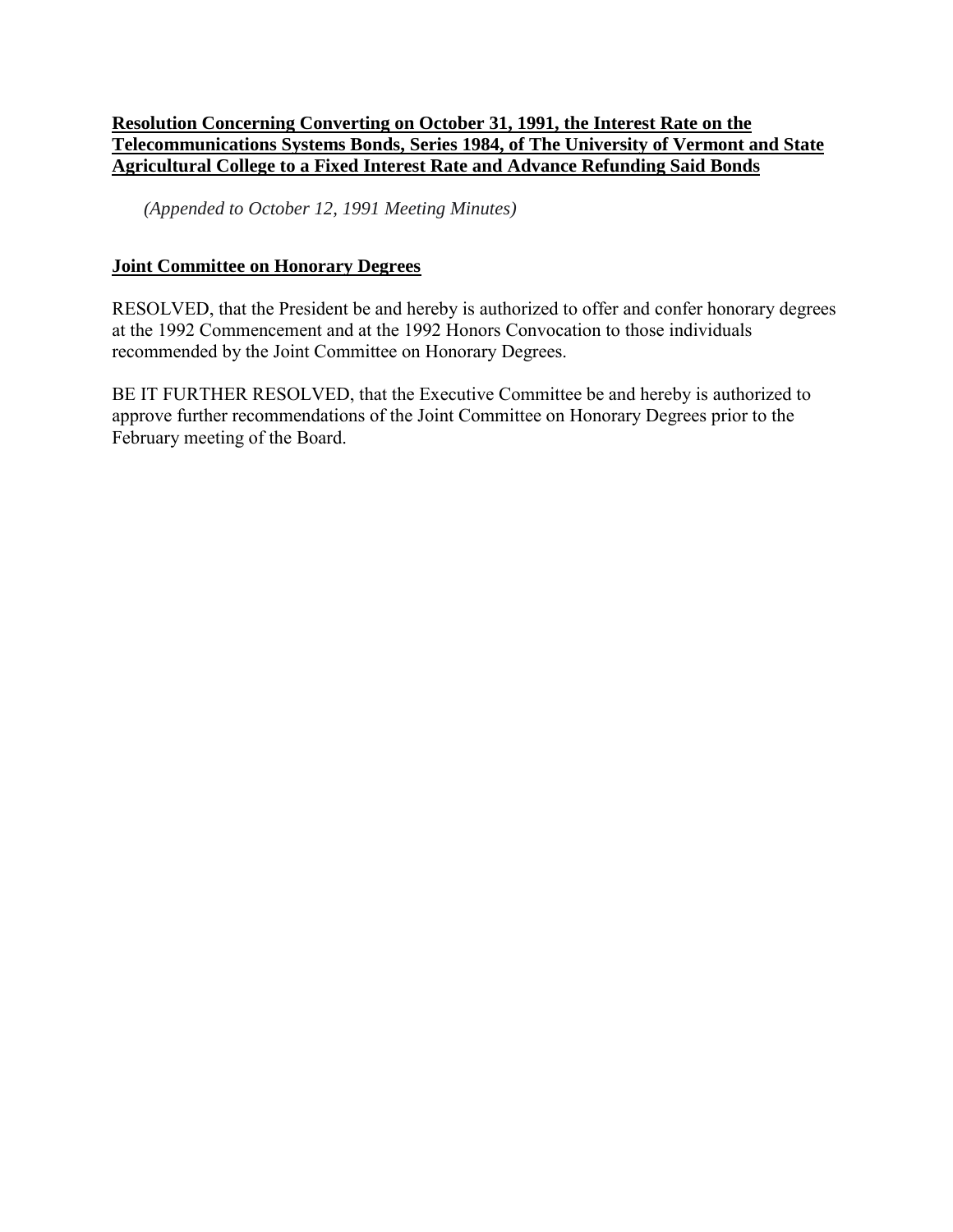**Resolution Concerning Converting on October 31, 1991, the Interest Rate on the Telecommunications Systems Bonds, Series 1984, of The University of Vermont and State Agricultural College to a Fixed Interest Rate and Advance Refunding Said Bonds**

*(Appended to October 12, 1991 Meeting Minutes)*

**Joint Committee on Honorary Degrees**

RESOLVED, that the President be and hereby is authorized to offer and confer honorary degrees at the 1992 Commencement and at the 1992 Honors Convocation to those individuals recommended by the Joint Committee on Honorary Degrees.

BE IT FURTHER RESOLVED, that the Executive Committee be and hereby is authorized to approve further recommendations of the Joint Committee on Honorary Degrees prior to the February meeting of the Board.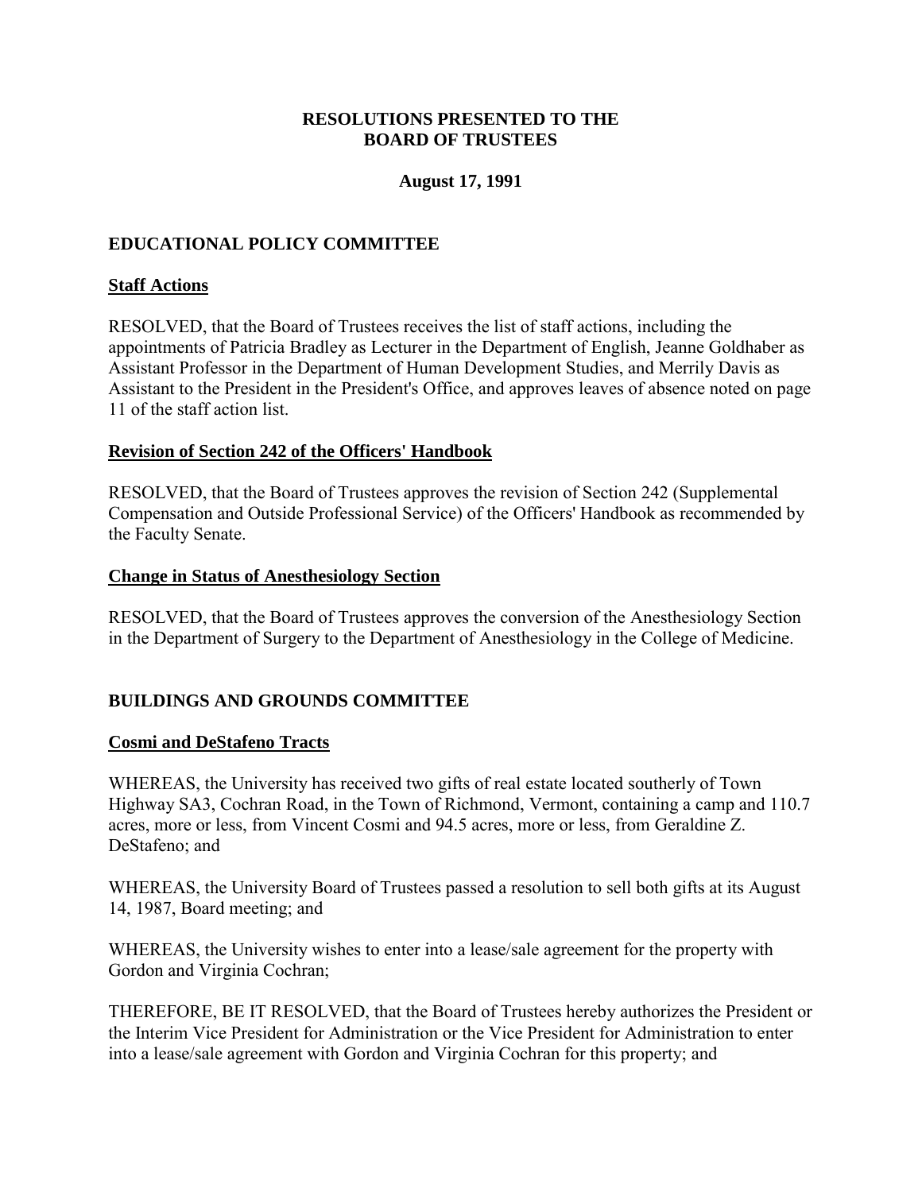**RESOLUTIONS PRESENTED TO THE BOARD OF TRUSTEES**

**August 17, 1991**

## EDUCATIONAL POLICY COMMITTEE

### Staff Actions

RESOLVED, that the Board of Trustees receives the list of staff actions, including the appointments of Patricia Bradley as Lecturer in the Department of English, Jeanne Goldhaber as Assistant Professor in the Department of Human Development Studies, and Merrily Davis as Assistant to the President in the President's Office, and approves leaves of absence noted on page 11 of the staff action list.

### Revision of Section 242 of the Officers' Handbook

RESOLVED, that the Board of Trustees approves the revision of Section 242 (Supplemental Compensation and Outside Professional Service) of the Officers' Handbook as recommended by the Faculty Senate.

### Change in Status of Anesthesiology Section

RESOLVED, that the Board of Trustees approves the conversion of the Anesthesiology Section in the Department of Surgery to the Department of Anesthesiology in the College of Medicine.

## BUILDINGS AND GROUNDS COMMITTEE

### Cosmi and DeStafeno Tracts

WHEREAS, the University has received two gifts of real estate located southerly of Town Highway SA3, Cochran Road, in the Town of Richmond, Vermont, containing a camp and 110.7 acres, more or less, from Vincent Cosmi and 94.5 acres, more or less, from Geraldine Z. DeStafeno; and

WHEREAS, the University Board of Trustees passed a resolution to sell both gifts at its August 14, 1987, Board meeting; and

WHEREAS, the University wishes to enter into a lease/sale agreement for the property with Gordon and Virginia Cochran;

THEREFORE, BE IT RESOLVED, that the Board of Trustees hereby authorizes the President or the Interim Vice President for Administration or the Vice President for Administration to enter into a lease/sale agreement with Gordon and Virginia Cochran for this property; and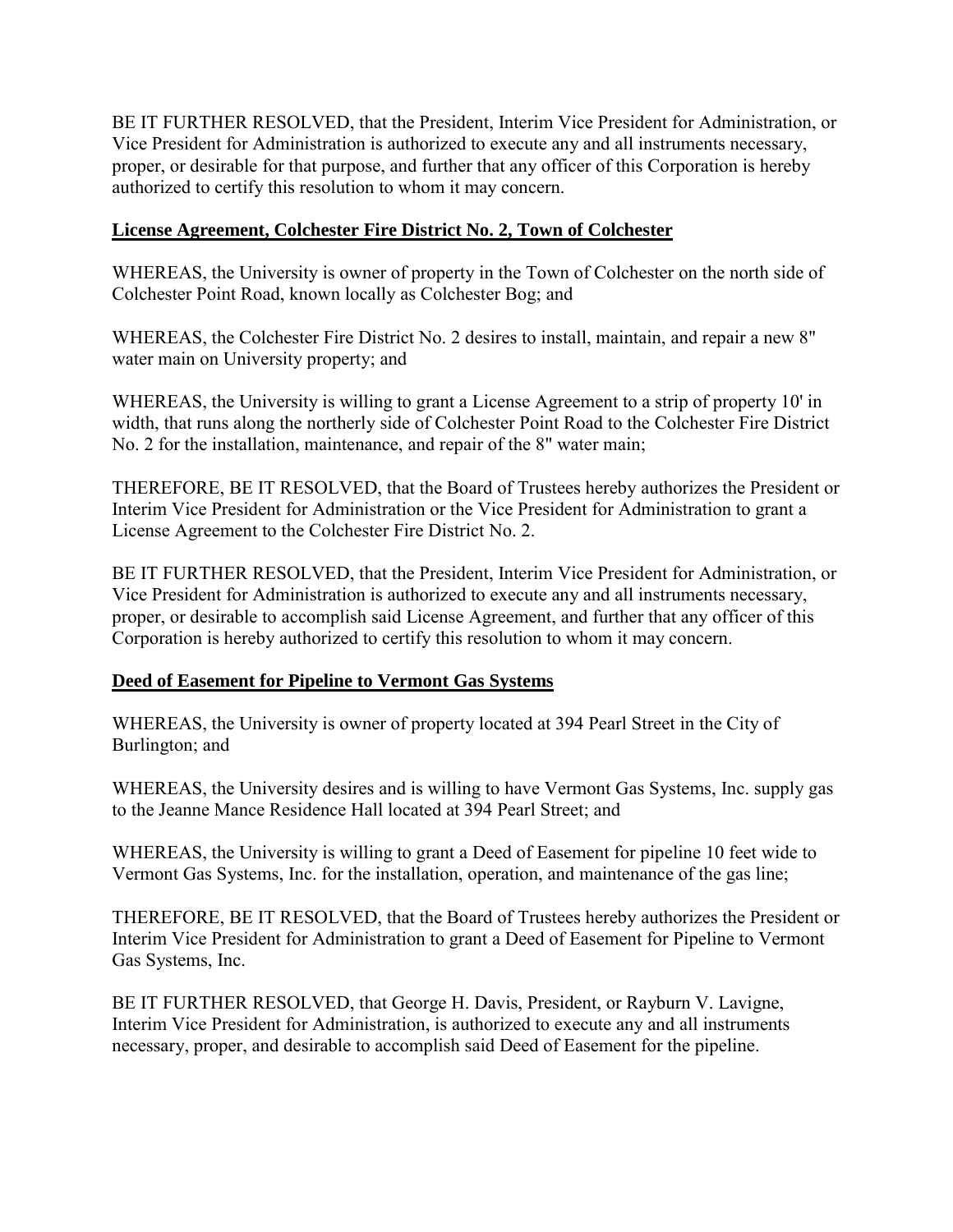BE IT FURTHER RESOLVED, that the President, Interim Vice President for Administration, or Vice President for Administration is authorized to execute any and all instruments necessary, proper, or desirable for that purpose, and further that any officer of this Corporation is hereby authorized to certify this resolution to whom it may concern.

**License Agreement, Colchester Fire District No. 2, Town of Colchester**

WHEREAS, the University is owner of property in the Town of Colchester on the north side of Colchester Point Road, known locally as Colchester Bog; and

WHEREAS, the Colchester Fire District No. 2 desires to install, maintain, and repair a new 8" water main on University property; and

WHEREAS, the University is willing to grant a License Agreement to a strip of property 10' in width, that runs along the northerly side of Colchester Point Road to the Colchester Fire District No. 2 for the installation, maintenance, and repair of the 8" water main;

THEREFORE, BE IT RESOLVED, that the Board of Trustees hereby authorizes the President or Interim Vice President for Administration or the Vice President for Administration to grant a License Agreement to the Colchester Fire District No. 2.

BE IT FURTHER RESOLVED, that the President, Interim Vice President for Administration, or Vice President for Administration is authorized to execute any and all instruments necessary, proper, or desirable to accomplish said License Agreement, and further that any officer of this Corporation is hereby authorized to certify this resolution to whom it may concern.

**Deed of Easement for Pipeline to Vermont Gas Systems**

WHEREAS, the University is owner of property located at 394 Pearl Street in the City of Burlington; and

WHEREAS, the University desires and is willing to have Vermont Gas Systems, Inc. supply gas to the Jeanne Mance Residence Hall located at 394 Pearl Street; and

WHEREAS, the University is willing to grant a Deed of Easement for pipeline 10 feet wide to Vermont Gas Systems, Inc. for the installation, operation, and maintenance of the gas line;

THEREFORE, BE IT RESOLVED, that the Board of Trustees hereby authorizes the President or Interim Vice President for Administration to grant a Deed of Easement for Pipeline to Vermont Gas Systems, Inc.

BE IT FURTHER RESOLVED, that George H. Davis, President, or Rayburn V. Lavigne, Interim Vice President for Administration, is authorized to execute any and all instruments necessary, proper, and desirable to accomplish said Deed of Easement for the pipeline.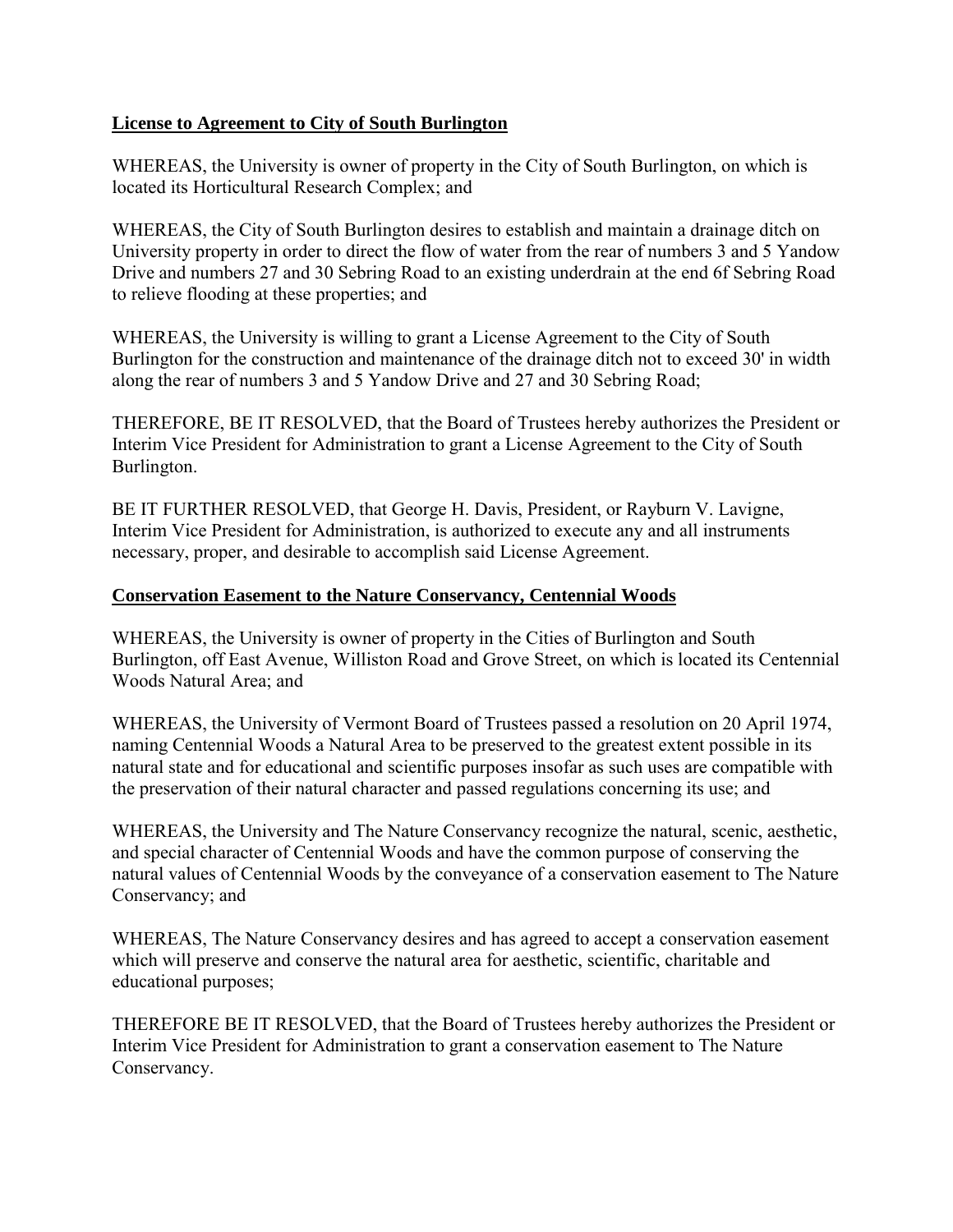**License to Agreement to City of South Burlington**

WHEREAS, the University is owner of property in the City of South Burlington, on which is located its Horticultural Research Complex; and

WHEREAS, the City of South Burlington desires to establish and maintain a drainage ditch on University property in order to direct the flow of water from the rear of numbers 3 and 5 Yandow Drive and numbers 27 and 30 Sebring Road to an existing underdrain at the end 6f Sebring Road to relieve flooding at these properties; and

WHEREAS, the University is willing to grant a License Agreement to the City of South Burlington for the construction and maintenance of the drainage ditch not to exceed 30' in width along the rear of numbers 3 and 5 Yandow Drive and 27 and 30 Sebring Road;

THEREFORE, BE IT RESOLVED, that the Board of Trustees hereby authorizes the President or Interim Vice President for Administration to grant a License Agreement to the City of South Burlington.

BE IT FURTHER RESOLVED, that George H. Davis, President, or Rayburn V. Lavigne, Interim Vice President for Administration, is authorized to execute any and all instruments necessary, proper, and desirable to accomplish said License Agreement.

**Conservation Easement to the Nature Conservancy, Centennial Woods**

WHEREAS, the University is owner of property in the Cities of Burlington and South Burlington, off East Avenue, Williston Road and Grove Street, on which is located its Centennial Woods Natural Area; and

WHEREAS, the University of Vermont Board of Trustees passed a resolution on 20 April 1974, naming Centennial Woods a Natural Area to be preserved to the greatest extent possible in its natural state and for educational and scientific purposes insofar as such uses are compatible with the preservation of their natural character and passed regulations concerning its use; and

WHEREAS, the University and The Nature Conservancy recognize the natural, scenic, aesthetic, and special character of Centennial Woods and have the common purpose of conserving the natural values of Centennial Woods by the conveyance of a conservation easement to The Nature Conservancy; and

WHEREAS, The Nature Conservancy desires and has agreed to accept a conservation easement which will preserve and conserve the natural area for aesthetic, scientific, charitable and educational purposes;

THEREFORE BE IT RESOLVED, that the Board of Trustees hereby authorizes the President or Interim Vice President for Administration to grant a conservation easement to The Nature Conservancy.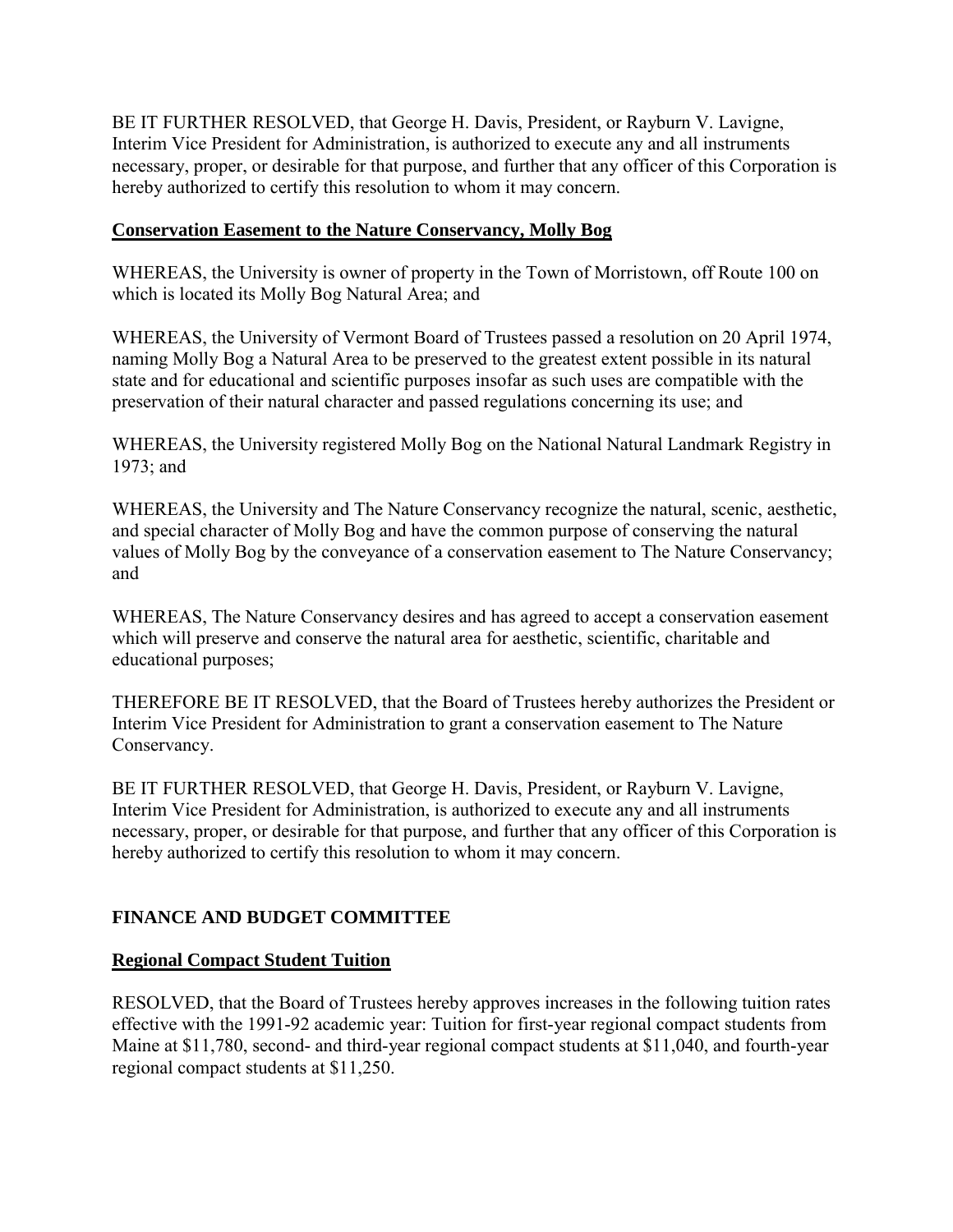BE IT FURTHER RESOLVED, that George H. Davis, President, or Rayburn V. Lavigne, Interim Vice President for Administration, is authorized to execute any and all instruments necessary, proper, or desirable for that purpose, and further that any officer of this Corporation is hereby authorized to certify this resolution to whom it may concern.

**Conservation Easement to the Nature Conservancy, Molly Bog**

WHEREAS, the University is owner of property in the Town of Morristown, off Route 100 on which is located its Molly Bog Natural Area; and

WHEREAS, the University of Vermont Board of Trustees passed a resolution on 20 April 1974, naming Molly Bog a Natural Area to be preserved to the greatest extent possible in its natural state and for educational and scientific purposes insofar as such uses are compatible with the preservation of their natural character and passed regulations concerning its use; and

WHEREAS, the University registered Molly Bog on the National Natural Landmark Registry in 1973; and

WHEREAS, the University and The Nature Conservancy recognize the natural, scenic, aesthetic, and special character of Molly Bog and have the common purpose of conserving the natural values of Molly Bog by the conveyance of a conservation easement to The Nature Conservancy; and

WHEREAS, The Nature Conservancy desires and has agreed to accept a conservation easement which will preserve and conserve the natural area for aesthetic, scientific, charitable and educational purposes;

THEREFORE BE IT RESOLVED, that the Board of Trustees hereby authorizes the President or Interim Vice President for Administration to grant a conservation easement to The Nature Conservancy.

BE IT FURTHER RESOLVED, that George H. Davis, President, or Rayburn V. Lavigne, Interim Vice President for Administration, is authorized to execute any and all instruments necessary, proper, or desirable for that purpose, and further that any officer of this Corporation is hereby authorized to certify this resolution to whom it may concern.

## FINANCE AND BUDGET COMMITTEE

**Regional Compact Student Tuition**

RESOLVED, that the Board of Trustees hereby approves increases in the following tuition rates effective with the 1991-92 academic year: Tuition for first-year regional compact students from Maine at \$11,780, second- and third-year regional compact students at \$11,040, and fourth-year regional compact students at \$11,250.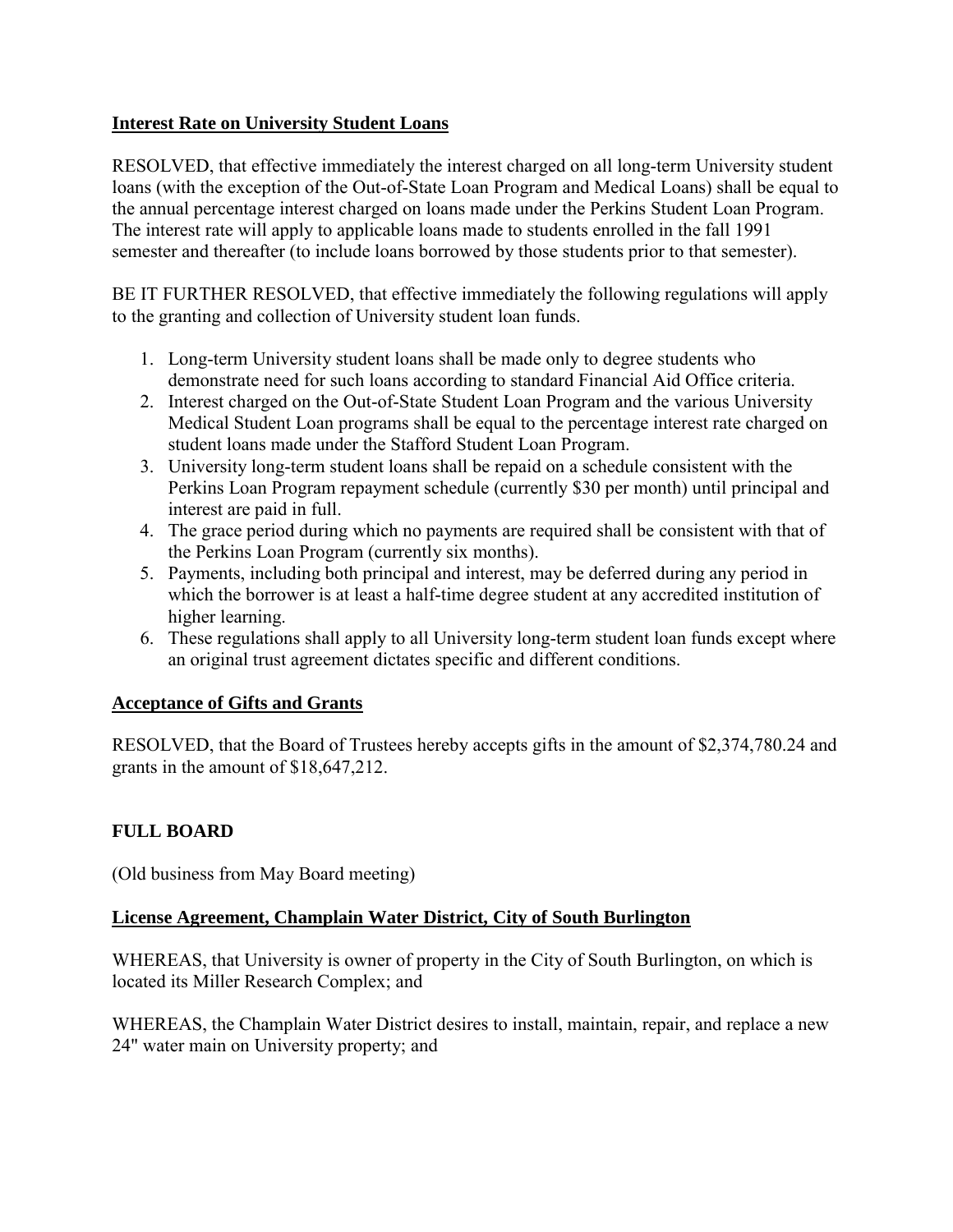**Interest Rate on University Student Loans**

RESOLVED, that effective immediately the interest charged on all long-term University student loans (with the exception of the Out-of-State Loan Program and Medical Loans) shall be equal to the annual percentage interest charged on loans made under the Perkins Student Loan Program. The interest rate will apply to applicable loans made to students enrolled in the fall 1991 semester and thereafter (to include loans borrowed by those students prior to that semester).

BE IT FURTHER RESOLVED, that effective immediately the following regulations will apply to the granting and collection of University student loan funds.

1. Long-term University student loans shall be made only to degree students who demonstrate need for such loans according to standard Financial Aid Office criteria.
2. Interest charged on the Out-of-State Student Loan Program and the various University Medical Student Loan programs shall be equal to the percentage interest rate charged on student loans made under the Stafford Student Loan Program.
3. University long-term student loans shall be repaid on a schedule consistent with the Perkins Loan Program repayment schedule (currently $30 per month) until principal and interest are paid in full.
4. The grace period during which no payments are required shall be consistent with that of the Perkins Loan Program (currently six months).
5. Payments, including both principal and interest, may be deferred during any period in which the borrower is at least a half-time degree student at any accredited institution of higher learning.
6. These regulations shall apply to all University long-term student loan funds except where an original trust agreement dictates specific and different conditions.

**Acceptance of Gifts and Grants**

RESOLVED, that the Board of Trustees hereby accepts gifts in the amount of $2,374,780.24 and grants in the amount of $18,647,212.

**FULL BOARD**

(Old business from May Board meeting)

**License Agreement, Champlain Water District, City of South Burlington**

WHEREAS, that University is owner of property in the City of South Burlington, on which is located its Miller Research Complex; and

WHEREAS, the Champlain Water District desires to install, maintain, repair, and replace a new 24" water main on University property; and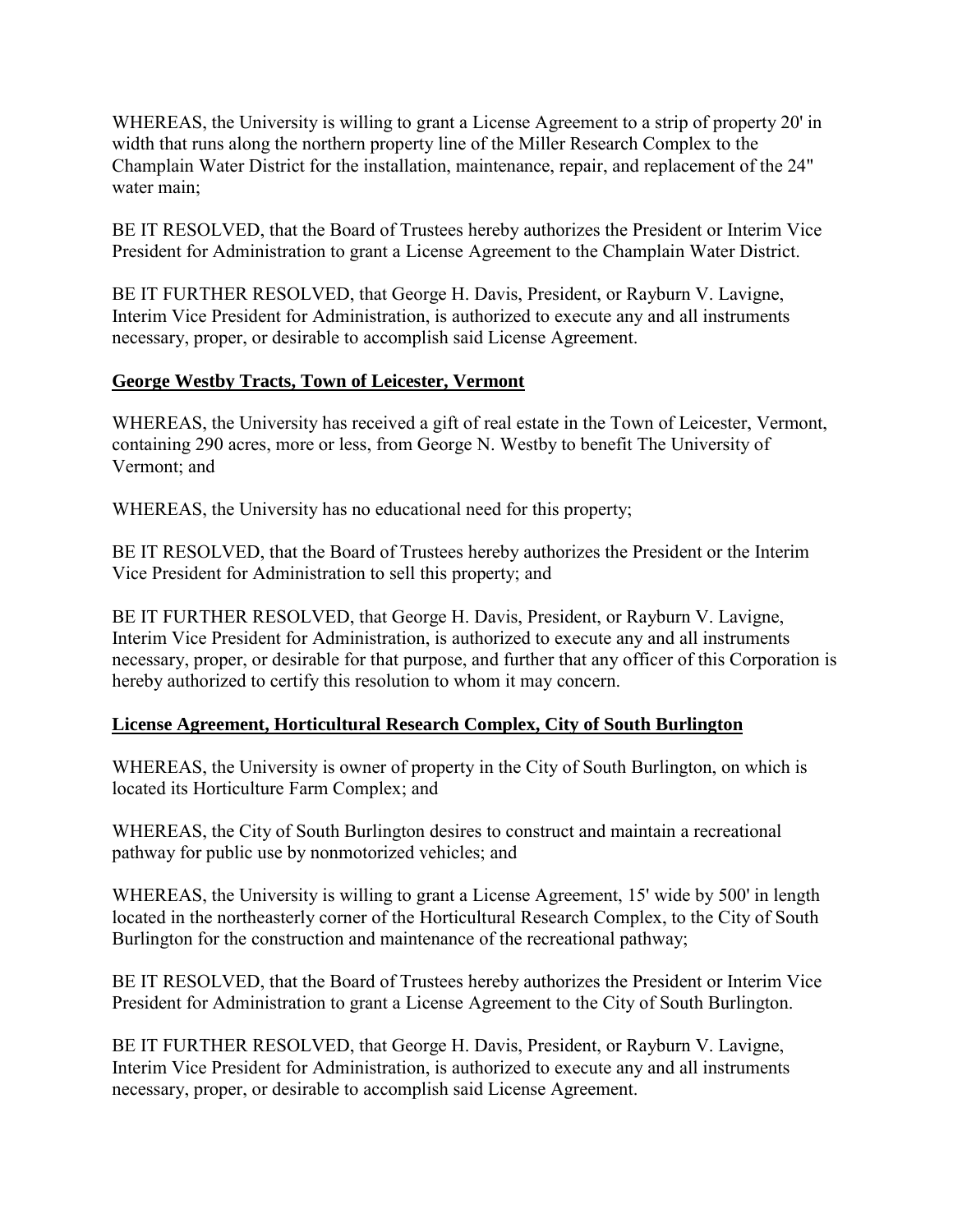WHEREAS, the University is willing to grant a License Agreement to a strip of property 20' in width that runs along the northern property line of the Miller Research Complex to the Champlain Water District for the installation, maintenance, repair, and replacement of the 24" water main;

BE IT RESOLVED, that the Board of Trustees hereby authorizes the President or Interim Vice President for Administration to grant a License Agreement to the Champlain Water District.

BE IT FURTHER RESOLVED, that George H. Davis, President, or Rayburn V. Lavigne, Interim Vice President for Administration, is authorized to execute any and all instruments necessary, proper, or desirable to accomplish said License Agreement.

**George Westby Tracts, Town of Leicester, Vermont**

WHEREAS, the University has received a gift of real estate in the Town of Leicester, Vermont, containing 290 acres, more or less, from George N. Westby to benefit The University of Vermont; and

WHEREAS, the University has no educational need for this property;

BE IT RESOLVED, that the Board of Trustees hereby authorizes the President or the Interim Vice President for Administration to sell this property; and

BE IT FURTHER RESOLVED, that George H. Davis, President, or Rayburn V. Lavigne, Interim Vice President for Administration, is authorized to execute any and all instruments necessary, proper, or desirable for that purpose, and further that any officer of this Corporation is hereby authorized to certify this resolution to whom it may concern.

**License Agreement, Horticultural Research Complex, City of South Burlington**

WHEREAS, the University is owner of property in the City of South Burlington, on which is located its Horticulture Farm Complex; and

WHEREAS, the City of South Burlington desires to construct and maintain a recreational pathway for public use by nonmotorized vehicles; and

WHEREAS, the University is willing to grant a License Agreement, 15' wide by 500' in length located in the northeasterly corner of the Horticultural Research Complex, to the City of South Burlington for the construction and maintenance of the recreational pathway;

BE IT RESOLVED, that the Board of Trustees hereby authorizes the President or Interim Vice President for Administration to grant a License Agreement to the City of South Burlington.

BE IT FURTHER RESOLVED, that George H. Davis, President, or Rayburn V. Lavigne, Interim Vice President for Administration, is authorized to execute any and all instruments necessary, proper, or desirable to accomplish said License Agreement.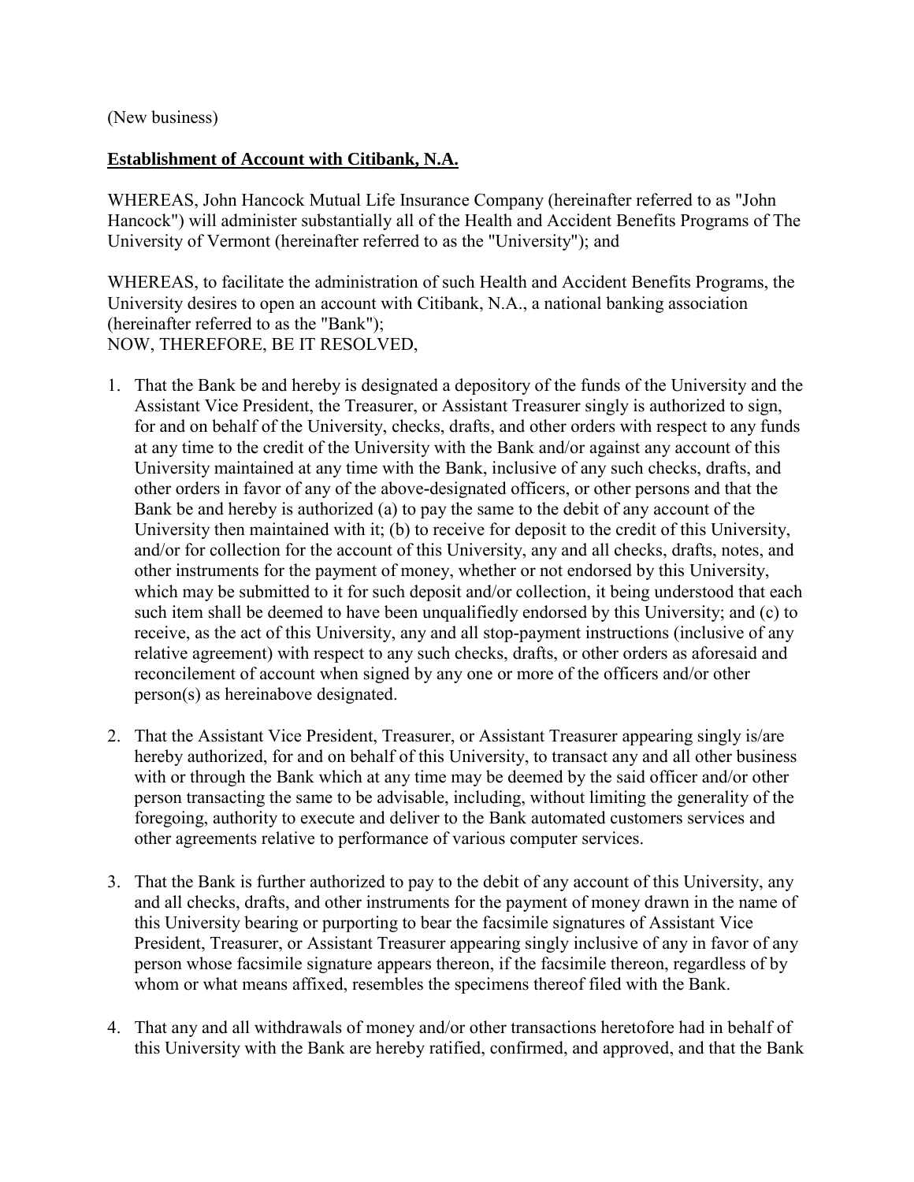(New business)

**Establishment of Account with Citibank, N.A.**

WHEREAS, John Hancock Mutual Life Insurance Company (hereinafter referred to as "John Hancock") will administer substantially all of the Health and Accident Benefits Programs of The University of Vermont (hereinafter referred to as the "University"); and

WHEREAS, to facilitate the administration of such Health and Accident Benefits Programs, the University desires to open an account with Citibank, N.A., a national banking association (hereinafter referred to as the "Bank");
NOW, THEREFORE, BE IT RESOLVED,

1. That the Bank be and hereby is designated a depository of the funds of the University and the Assistant Vice President, the Treasurer, or Assistant Treasurer singly is authorized to sign, for and on behalf of the University, checks, drafts, and other orders with respect to any funds at any time to the credit of the University with the Bank and/or against any account of this University maintained at any time with the Bank, inclusive of any such checks, drafts, and other orders in favor of any of the above-designated officers, or other persons and that the Bank be and hereby is authorized (a) to pay the same to the debit of any account of the University then maintained with it; (b) to receive for deposit to the credit of this University, and/or for collection for the account of this University, any and all checks, drafts, notes, and other instruments for the payment of money, whether or not endorsed by this University, which may be submitted to it for such deposit and/or collection, it being understood that each such item shall be deemed to have been unqualifiedly endorsed by this University; and (c) to receive, as the act of this University, any and all stop-payment instructions (inclusive of any relative agreement) with respect to any such checks, drafts, or other orders as aforesaid and reconcilement of account when signed by any one or more of the officers and/or other person(s) as hereinabove designated.

2. That the Assistant Vice President, Treasurer, or Assistant Treasurer appearing singly is/are hereby authorized, for and on behalf of this University, to transact any and all other business with or through the Bank which at any time may be deemed by the said officer and/or other person transacting the same to be advisable, including, without limiting the generality of the foregoing, authority to execute and deliver to the Bank automated customers services and other agreements relative to performance of various computer services.

3. That the Bank is further authorized to pay to the debit of any account of this University, any and all checks, drafts, and other instruments for the payment of money drawn in the name of this University bearing or purporting to bear the facsimile signatures of Assistant Vice President, Treasurer, or Assistant Treasurer appearing singly inclusive of any in favor of any person whose facsimile signature appears thereon, if the facsimile thereon, regardless of by whom or what means affixed, resembles the specimens thereof filed with the Bank.

4. That any and all withdrawals of money and/or other transactions heretofore had in behalf of this University with the Bank are hereby ratified, confirmed, and approved, and that the Bank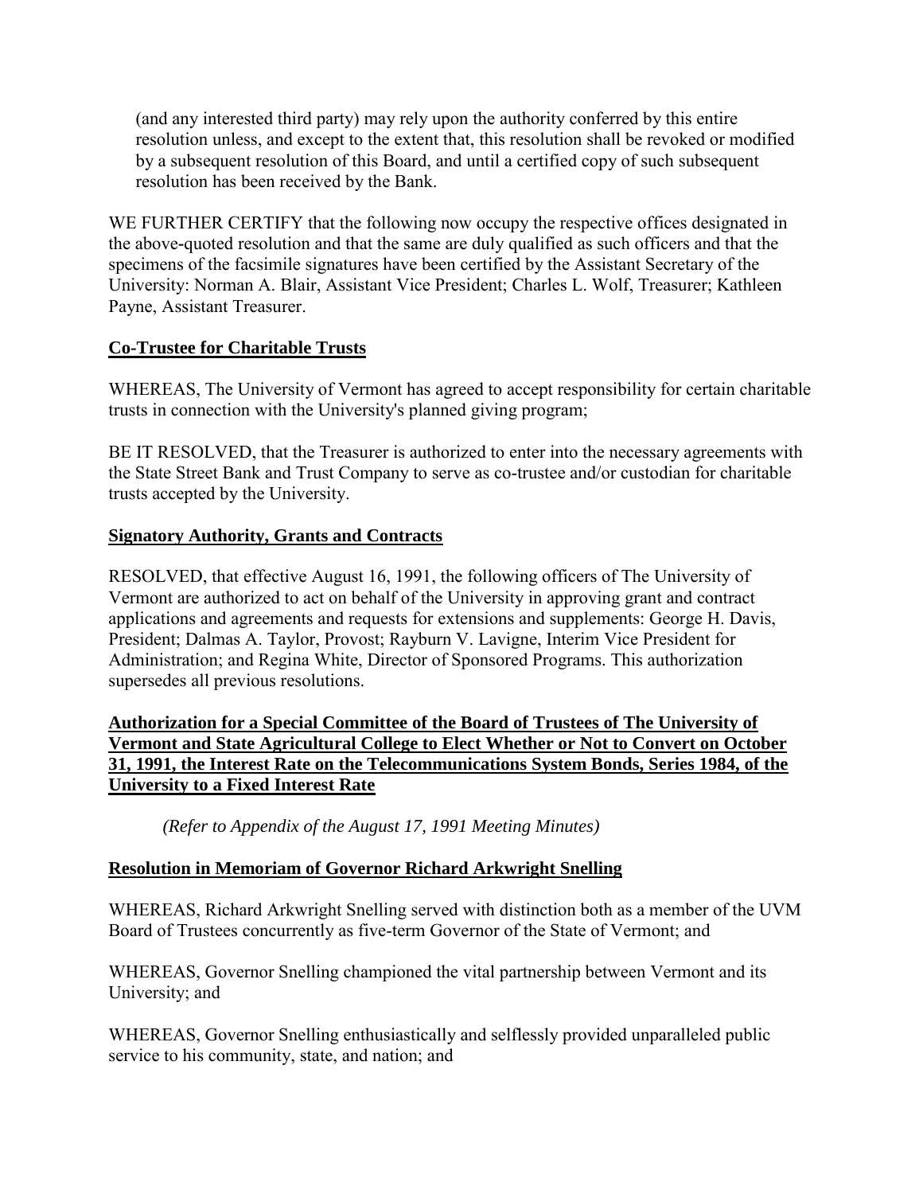(and any interested third party) may rely upon the authority conferred by this entire resolution unless, and except to the extent that, this resolution shall be revoked or modified by a subsequent resolution of this Board, and until a certified copy of such subsequent resolution has been received by the Bank.

WE FURTHER CERTIFY that the following now occupy the respective offices designated in the above-quoted resolution and that the same are duly qualified as such officers and that the specimens of the facsimile signatures have been certified by the Assistant Secretary of the University: Norman A. Blair, Assistant Vice President; Charles L. Wolf, Treasurer; Kathleen Payne, Assistant Treasurer.

**Co-Trustee for Charitable Trusts**

WHEREAS, The University of Vermont has agreed to accept responsibility for certain charitable trusts in connection with the University's planned giving program;

BE IT RESOLVED, that the Treasurer is authorized to enter into the necessary agreements with the State Street Bank and Trust Company to serve as co-trustee and/or custodian for charitable trusts accepted by the University.

**Signatory Authority, Grants and Contracts**

RESOLVED, that effective August 16, 1991, the following officers of The University of Vermont are authorized to act on behalf of the University in approving grant and contract applications and agreements and requests for extensions and supplements: George H. Davis, President; Dalmas A. Taylor, Provost; Rayburn V. Lavigne, Interim Vice President for Administration; and Regina White, Director of Sponsored Programs. This authorization supersedes all previous resolutions.

**Authorization for a Special Committee of the Board of Trustees of The University of Vermont and State Agricultural College to Elect Whether or Not to Convert on October 31, 1991, the Interest Rate on the Telecommunications System Bonds, Series 1984, of the University to a Fixed Interest Rate**

*(Refer to Appendix of the August 17, 1991 Meeting Minutes)*

**Resolution in Memoriam of Governor Richard Arkwright Snelling**

WHEREAS, Richard Arkwright Snelling served with distinction both as a member of the UVM Board of Trustees concurrently as five-term Governor of the State of Vermont; and

WHEREAS, Governor Snelling championed the vital partnership between Vermont and its University; and

WHEREAS, Governor Snelling enthusiastically and selflessly provided unparalleled public service to his community, state, and nation; and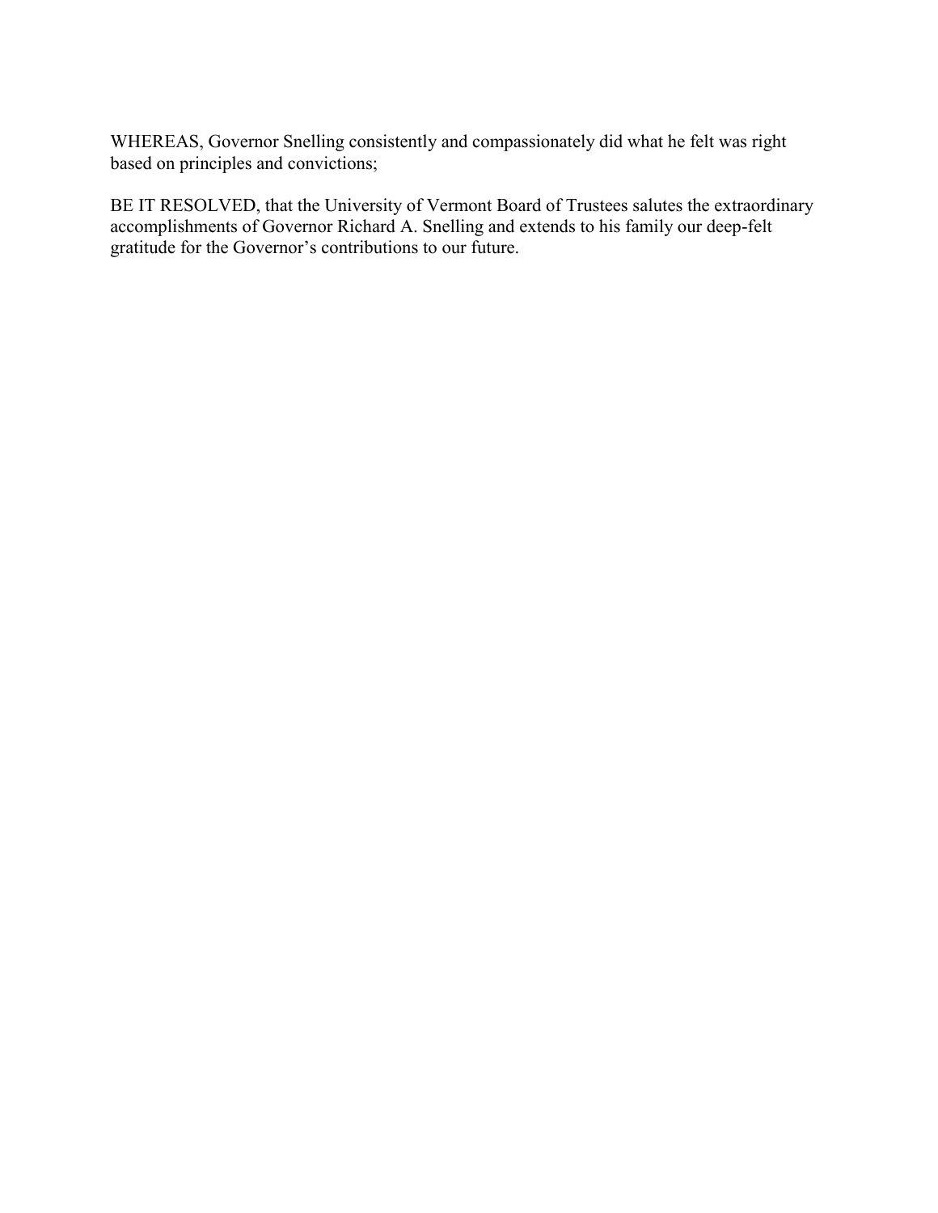WHEREAS, Governor Snelling consistently and compassionately did what he felt was right based on principles and convictions;

BE IT RESOLVED, that the University of Vermont Board of Trustees salutes the extraordinary accomplishments of Governor Richard A. Snelling and extends to his family our deep-felt gratitude for the Governor's contributions to our future.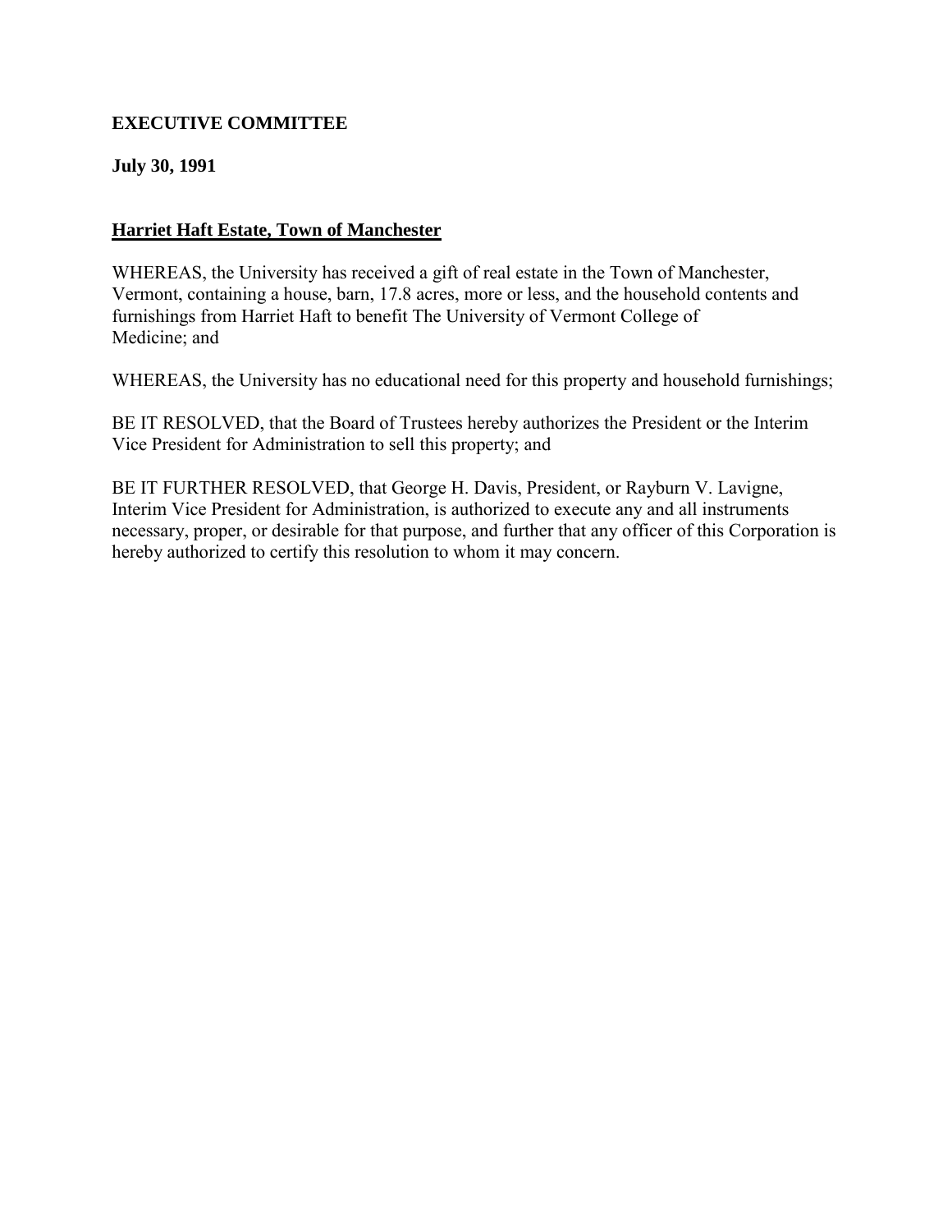**EXECUTIVE COMMITTEE**

**July 30, 1991**

## Harriet Haft Estate, Town of Manchester

WHEREAS, the University has received a gift of real estate in the Town of Manchester, Vermont, containing a house, barn, 17.8 acres, more or less, and the household contents and furnishings from Harriet Haft to benefit The University of Vermont College of Medicine; and

WHEREAS, the University has no educational need for this property and household furnishings;

BE IT RESOLVED, that the Board of Trustees hereby authorizes the President or the Interim Vice President for Administration to sell this property; and

BE IT FURTHER RESOLVED, that George H. Davis, President, or Rayburn V. Lavigne, Interim Vice President for Administration, is authorized to execute any and all instruments necessary, proper, or desirable for that purpose, and further that any officer of this Corporation is hereby authorized to certify this resolution to whom it may concern.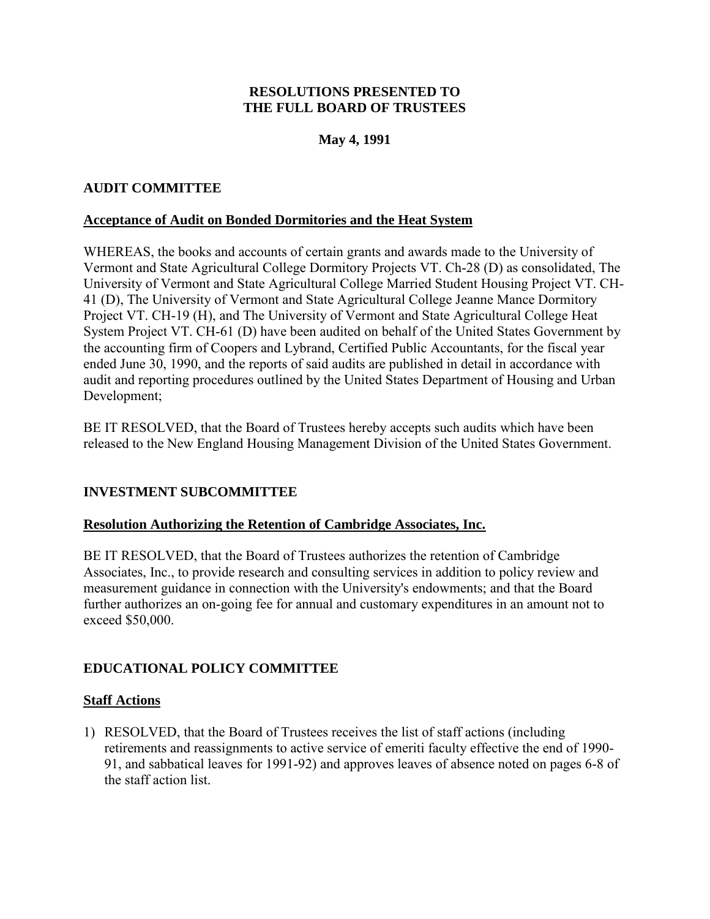# RESOLUTIONS PRESENTED TO THE FULL BOARD OF TRUSTEES

**May 4, 1991**

## AUDIT COMMITTEE

### Acceptance of Audit on Bonded Dormitories and the Heat System

WHEREAS, the books and accounts of certain grants and awards made to the University of Vermont and State Agricultural College Dormitory Projects VT. Ch-28 (D) as consolidated, The University of Vermont and State Agricultural College Married Student Housing Project VT. CH-41 (D), The University of Vermont and State Agricultural College Jeanne Mance Dormitory Project VT. CH-19 (H), and The University of Vermont and State Agricultural College Heat System Project VT. CH-61 (D) have been audited on behalf of the United States Government by the accounting firm of Coopers and Lybrand, Certified Public Accountants, for the fiscal year ended June 30, 1990, and the reports of said audits are published in detail in accordance with audit and reporting procedures outlined by the United States Department of Housing and Urban Development;

BE IT RESOLVED, that the Board of Trustees hereby accepts such audits which have been released to the New England Housing Management Division of the United States Government.

## INVESTMENT SUBCOMMITTEE

### Resolution Authorizing the Retention of Cambridge Associates, Inc.

BE IT RESOLVED, that the Board of Trustees authorizes the retention of Cambridge Associates, Inc., to provide research and consulting services in addition to policy review and measurement guidance in connection with the University's endowments; and that the Board further authorizes an on-going fee for annual and customary expenditures in an amount not to exceed $50,000.

## EDUCATIONAL POLICY COMMITTEE

### Staff Actions

1) RESOLVED, that the Board of Trustees receives the list of staff actions (including retirements and reassignments to active service of emeriti faculty effective the end of 1990-91, and sabbatical leaves for 1991-92) and approves leaves of absence noted on pages 6-8 of the staff action list.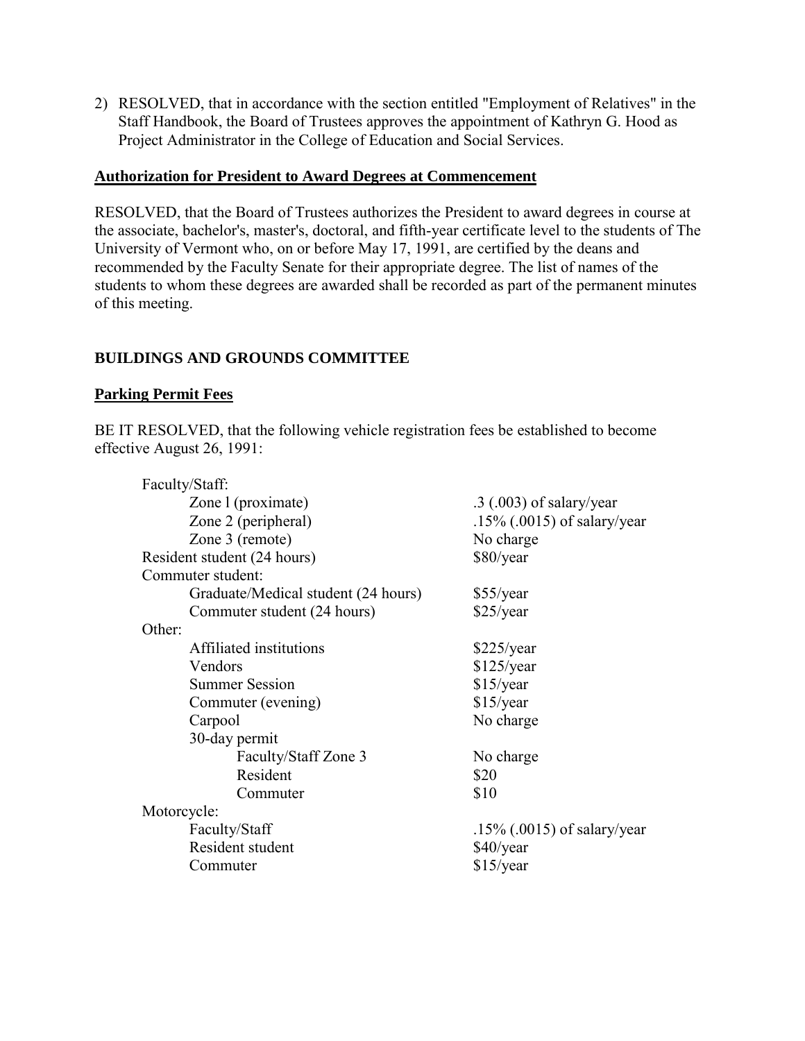2) RESOLVED, that in accordance with the section entitled "Employment of Relatives" in the Staff Handbook, the Board of Trustees approves the appointment of Kathryn G. Hood as Project Administrator in the College of Education and Social Services.

**Authorization for President to Award Degrees at Commencement**

RESOLVED, that the Board of Trustees authorizes the President to award degrees in course at the associate, bachelor's, master's, doctoral, and fifth-year certificate level to the students of The University of Vermont who, on or before May 17, 1991, are certified by the deans and recommended by the Faculty Senate for their appropriate degree. The list of names of the students to whom these degrees are awarded shall be recorded as part of the permanent minutes of this meeting.

## BUILDINGS AND GROUNDS COMMITTEE

**Parking Permit Fees**

BE IT RESOLVED, that the following vehicle registration fees be established to become effective August 26, 1991:

| | |
|---|---|
| Faculty/Staff: | |
| Zone l (proximate) | .3 (.003) of salary/year |
| Zone 2 (peripheral) | .15% (.0015) of salary/year |
| Zone 3 (remote) | No charge |
| Resident student (24 hours) | $80/year |
| Commuter student: | |
| Graduate/Medical student (24 hours) | $55/year |
| Commuter student (24 hours) | $25/year |
| Other: | |
| Affiliated institutions | $225/year |
| Vendors | $125/year |
| Summer Session | $15/year |
| Commuter (evening) | $15/year |
| Carpool | No charge |
| 30-day permit | |
| Faculty/Staff Zone 3 | No charge |
| Resident | $20 |
| Commuter | $10 |
| Motorcycle: | |
| Faculty/Staff | .15% (.0015) of salary/year |
| Resident student | $40/year |
| Commuter | $15/year |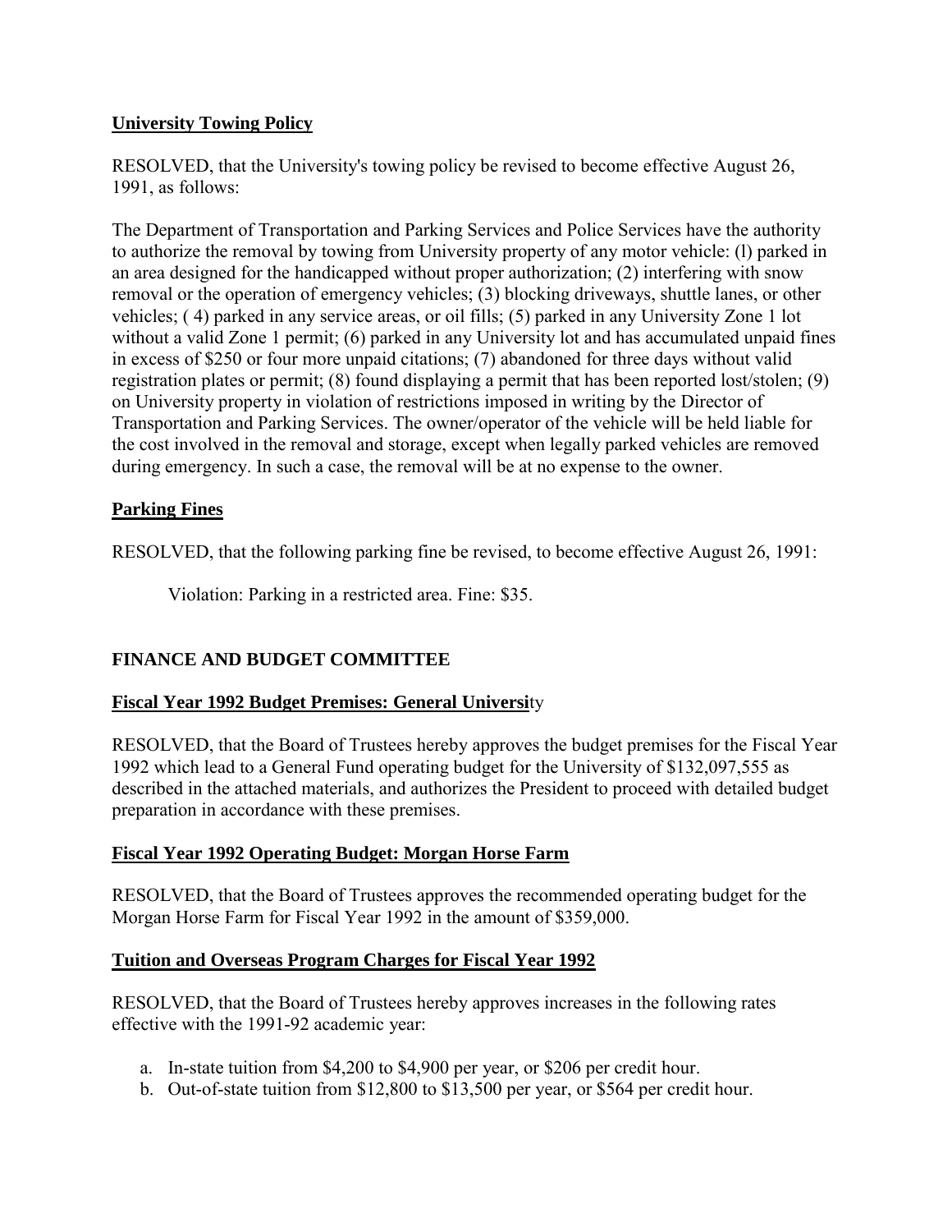**University Towing Policy**

RESOLVED, that the University's towing policy be revised to become effective August 26, 1991, as follows:

The Department of Transportation and Parking Services and Police Services have the authority to authorize the removal by towing from University property of any motor vehicle: (l) parked in an area designed for the handicapped without proper authorization; (2) interfering with snow removal or the operation of emergency vehicles; (3) blocking driveways, shuttle lanes, or other vehicles; ( 4) parked in any service areas, or oil fills; (5) parked in any University Zone 1 lot without a valid Zone 1 permit; (6) parked in any University lot and has accumulated unpaid fines in excess of $250 or four more unpaid citations; (7) abandoned for three days without valid registration plates or permit; (8) found displaying a permit that has been reported lost/stolen; (9) on University property in violation of restrictions imposed in writing by the Director of Transportation and Parking Services. The owner/operator of the vehicle will be held liable for the cost involved in the removal and storage, except when legally parked vehicles are removed during emergency. In such a case, the removal will be at no expense to the owner.

**Parking Fines**

RESOLVED, that the following parking fine be revised, to become effective August 26, 1991:

Violation: Parking in a restricted area. Fine: $35.

**FINANCE AND BUDGET COMMITTEE**

**Fiscal Year 1992 Budget Premises: General University**

RESOLVED, that the Board of Trustees hereby approves the budget premises for the Fiscal Year 1992 which lead to a General Fund operating budget for the University of $132,097,555 as described in the attached materials, and authorizes the President to proceed with detailed budget preparation in accordance with these premises.

**Fiscal Year 1992 Operating Budget: Morgan Horse Farm**

RESOLVED, that the Board of Trustees approves the recommended operating budget for the Morgan Horse Farm for Fiscal Year 1992 in the amount of $359,000.

**Tuition and Overseas Program Charges for Fiscal Year 1992**

RESOLVED, that the Board of Trustees hereby approves increases in the following rates effective with the 1991-92 academic year:

a. In-state tuition from $4,200 to $4,900 per year, or $206 per credit hour.
b. Out-of-state tuition from $12,800 to $13,500 per year, or $564 per credit hour.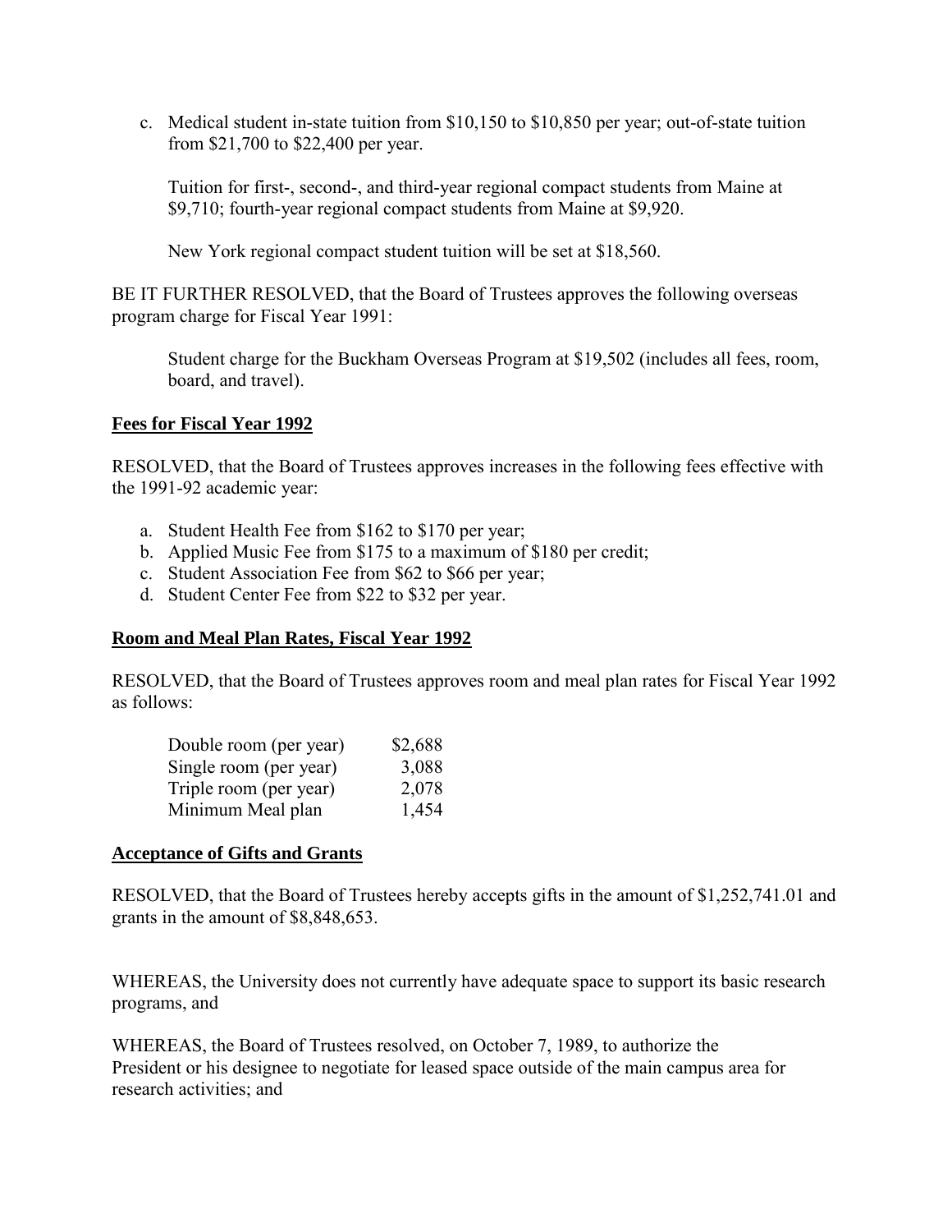c. Medical student in-state tuition from $10,150 to $10,850 per year; out-of-state tuition from $21,700 to $22,400 per year.

   Tuition for first-, second-, and third-year regional compact students from Maine at $9,710; fourth-year regional compact students from Maine at $9,920.

   New York regional compact student tuition will be set at $18,560.

BE IT FURTHER RESOLVED, that the Board of Trustees approves the following overseas program charge for Fiscal Year 1991:

> Student charge for the Buckham Overseas Program at $19,502 (includes all fees, room, board, and travel).

**Fees for Fiscal Year 1992**

RESOLVED, that the Board of Trustees approves increases in the following fees effective with the 1991-92 academic year:

a. Student Health Fee from $162 to $170 per year;
b. Applied Music Fee from $175 to a maximum of $180 per credit;
c. Student Association Fee from $62 to $66 per year;
d. Student Center Fee from $22 to $32 per year.

**Room and Meal Plan Rates, Fiscal Year 1992**

RESOLVED, that the Board of Trustees approves room and meal plan rates for Fiscal Year 1992 as follows:

| | |
|---|---|
| Double room (per year) | $2,688 |
| Single room (per year) | 3,088 |
| Triple room (per year) | 2,078 |
| Minimum Meal plan | 1,454 |

**Acceptance of Gifts and Grants**

RESOLVED, that the Board of Trustees hereby accepts gifts in the amount of $1,252,741.01 and grants in the amount of $8,848,653.

WHEREAS, the University does not currently have adequate space to support its basic research programs, and

WHEREAS, the Board of Trustees resolved, on October 7, 1989, to authorize the President or his designee to negotiate for leased space outside of the main campus area for research activities; and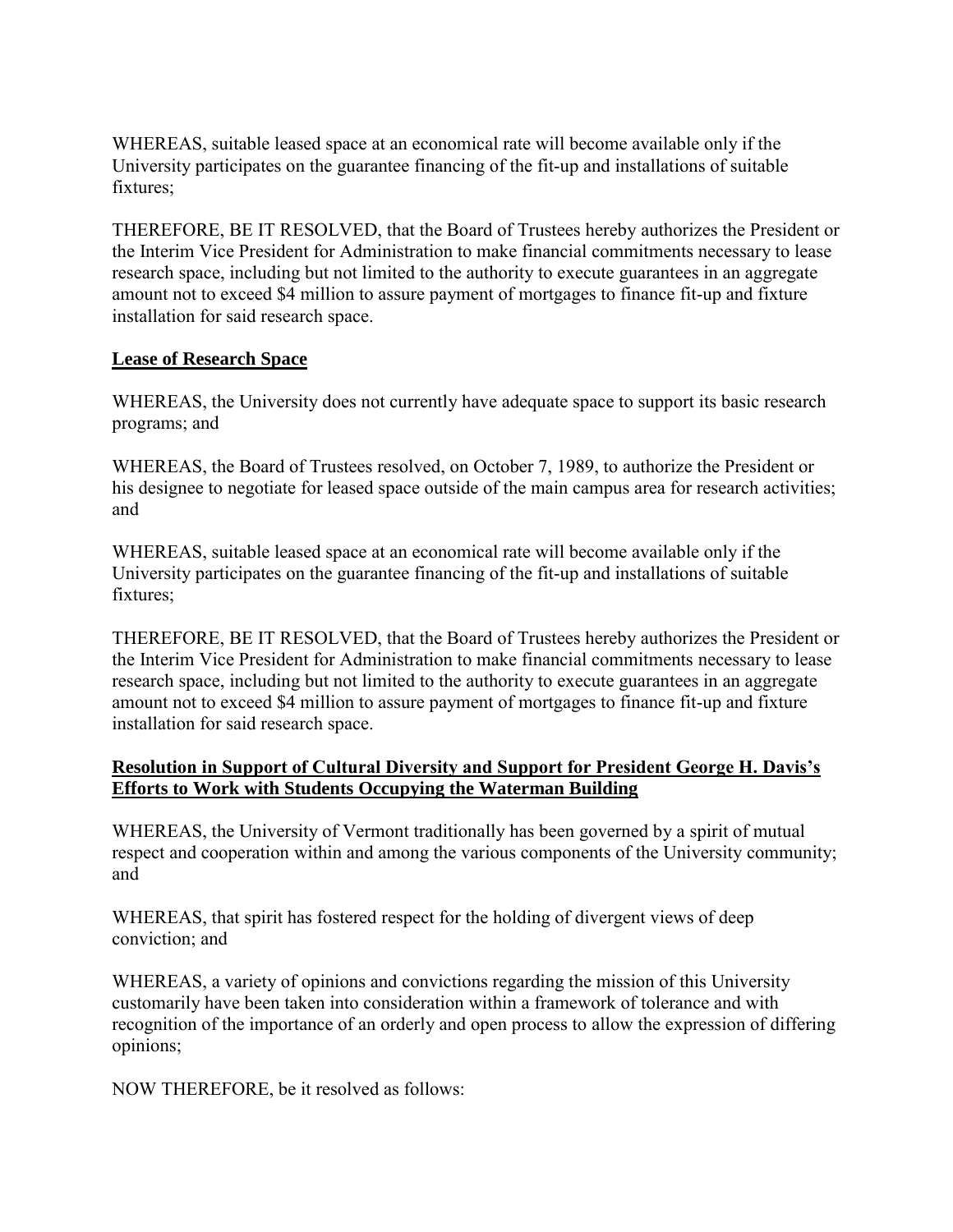WHEREAS, suitable leased space at an economical rate will become available only if the University participates on the guarantee financing of the fit-up and installations of suitable fixtures;

THEREFORE, BE IT RESOLVED, that the Board of Trustees hereby authorizes the President or the Interim Vice President for Administration to make financial commitments necessary to lease research space, including but not limited to the authority to execute guarantees in an aggregate amount not to exceed $4 million to assure payment of mortgages to finance fit-up and fixture installation for said research space.

**Lease of Research Space**

WHEREAS, the University does not currently have adequate space to support its basic research programs; and

WHEREAS, the Board of Trustees resolved, on October 7, 1989, to authorize the President or his designee to negotiate for leased space outside of the main campus area for research activities; and

WHEREAS, suitable leased space at an economical rate will become available only if the University participates on the guarantee financing of the fit-up and installations of suitable fixtures;

THEREFORE, BE IT RESOLVED, that the Board of Trustees hereby authorizes the President or the Interim Vice President for Administration to make financial commitments necessary to lease research space, including but not limited to the authority to execute guarantees in an aggregate amount not to exceed $4 million to assure payment of mortgages to finance fit-up and fixture installation for said research space.

**Resolution in Support of Cultural Diversity and Support for President George H. Davis's Efforts to Work with Students Occupying the Waterman Building**

WHEREAS, the University of Vermont traditionally has been governed by a spirit of mutual respect and cooperation within and among the various components of the University community; and

WHEREAS, that spirit has fostered respect for the holding of divergent views of deep conviction; and

WHEREAS, a variety of opinions and convictions regarding the mission of this University customarily have been taken into consideration within a framework of tolerance and with recognition of the importance of an orderly and open process to allow the expression of differing opinions;

NOW THEREFORE, be it resolved as follows: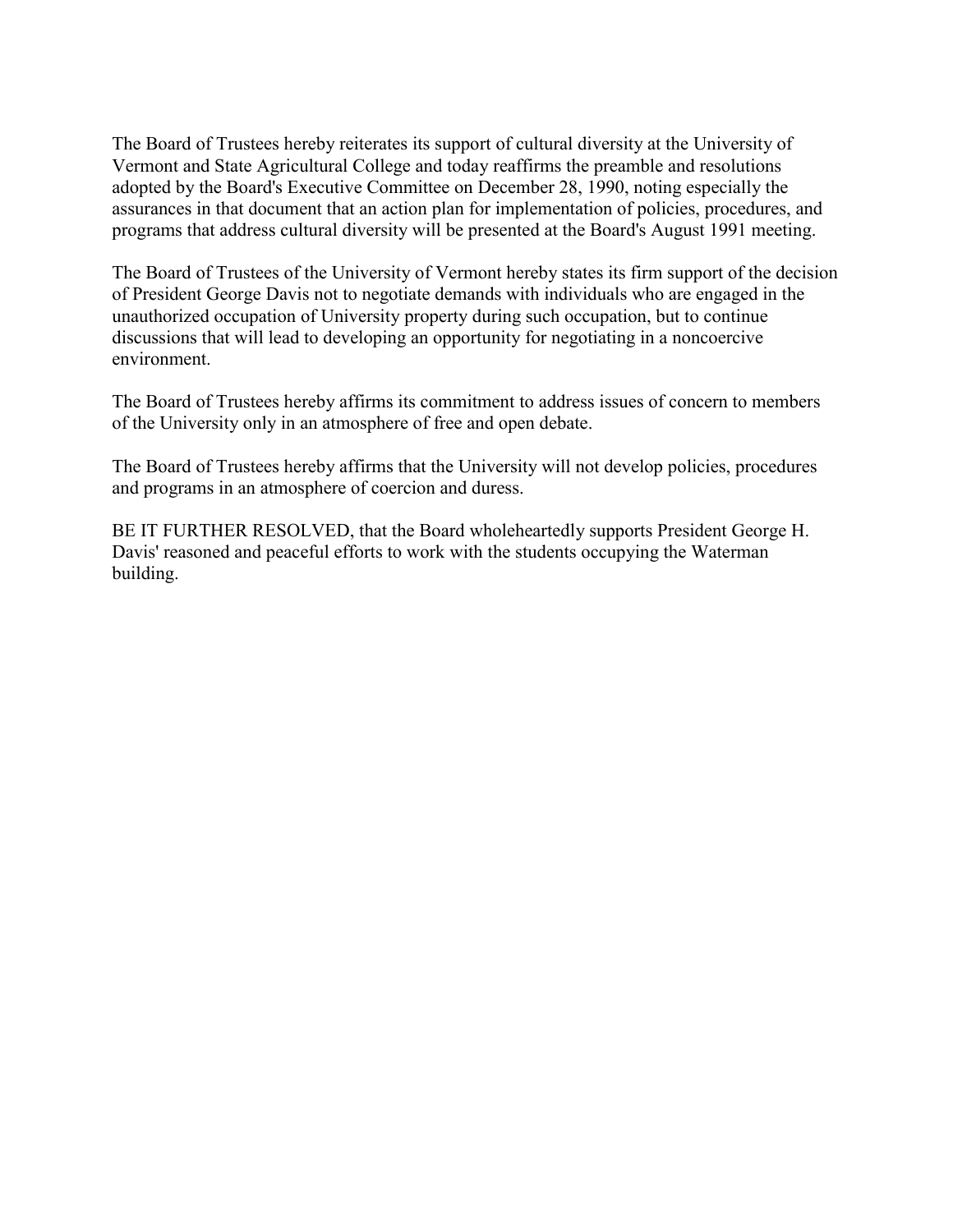The Board of Trustees hereby reiterates its support of cultural diversity at the University of Vermont and State Agricultural College and today reaffirms the preamble and resolutions adopted by the Board's Executive Committee on December 28, 1990, noting especially the assurances in that document that an action plan for implementation of policies, procedures, and programs that address cultural diversity will be presented at the Board's August 1991 meeting.

The Board of Trustees of the University of Vermont hereby states its firm support of the decision of President George Davis not to negotiate demands with individuals who are engaged in the unauthorized occupation of University property during such occupation, but to continue discussions that will lead to developing an opportunity for negotiating in a noncoercive environment.

The Board of Trustees hereby affirms its commitment to address issues of concern to members of the University only in an atmosphere of free and open debate.

The Board of Trustees hereby affirms that the University will not develop policies, procedures and programs in an atmosphere of coercion and duress.

BE IT FURTHER RESOLVED, that the Board wholeheartedly supports President George H. Davis' reasoned and peaceful efforts to work with the students occupying the Waterman building.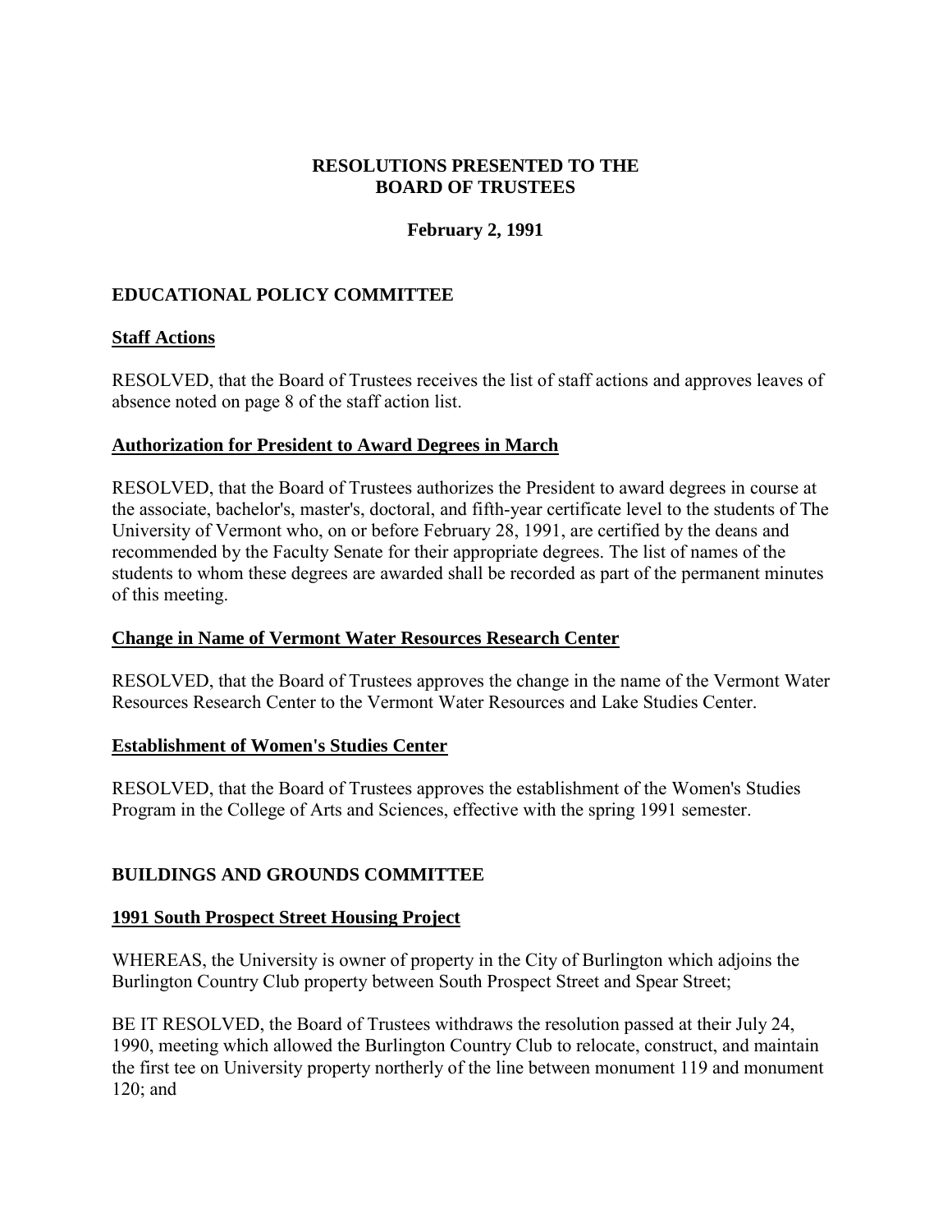# RESOLUTIONS PRESENTED TO THE BOARD OF TRUSTEES

**February 2, 1991**

## EDUCATIONAL POLICY COMMITTEE

### Staff Actions

RESOLVED, that the Board of Trustees receives the list of staff actions and approves leaves of absence noted on page 8 of the staff action list.

### Authorization for President to Award Degrees in March

RESOLVED, that the Board of Trustees authorizes the President to award degrees in course at the associate, bachelor's, master's, doctoral, and fifth-year certificate level to the students of The University of Vermont who, on or before February 28, 1991, are certified by the deans and recommended by the Faculty Senate for their appropriate degrees. The list of names of the students to whom these degrees are awarded shall be recorded as part of the permanent minutes of this meeting.

### Change in Name of Vermont Water Resources Research Center

RESOLVED, that the Board of Trustees approves the change in the name of the Vermont Water Resources Research Center to the Vermont Water Resources and Lake Studies Center.

### Establishment of Women's Studies Center

RESOLVED, that the Board of Trustees approves the establishment of the Women's Studies Program in the College of Arts and Sciences, effective with the spring 1991 semester.

## BUILDINGS AND GROUNDS COMMITTEE

### 1991 South Prospect Street Housing Project

WHEREAS, the University is owner of property in the City of Burlington which adjoins the Burlington Country Club property between South Prospect Street and Spear Street;

BE IT RESOLVED, the Board of Trustees withdraws the resolution passed at their July 24, 1990, meeting which allowed the Burlington Country Club to relocate, construct, and maintain the first tee on University property northerly of the line between monument 119 and monument 120; and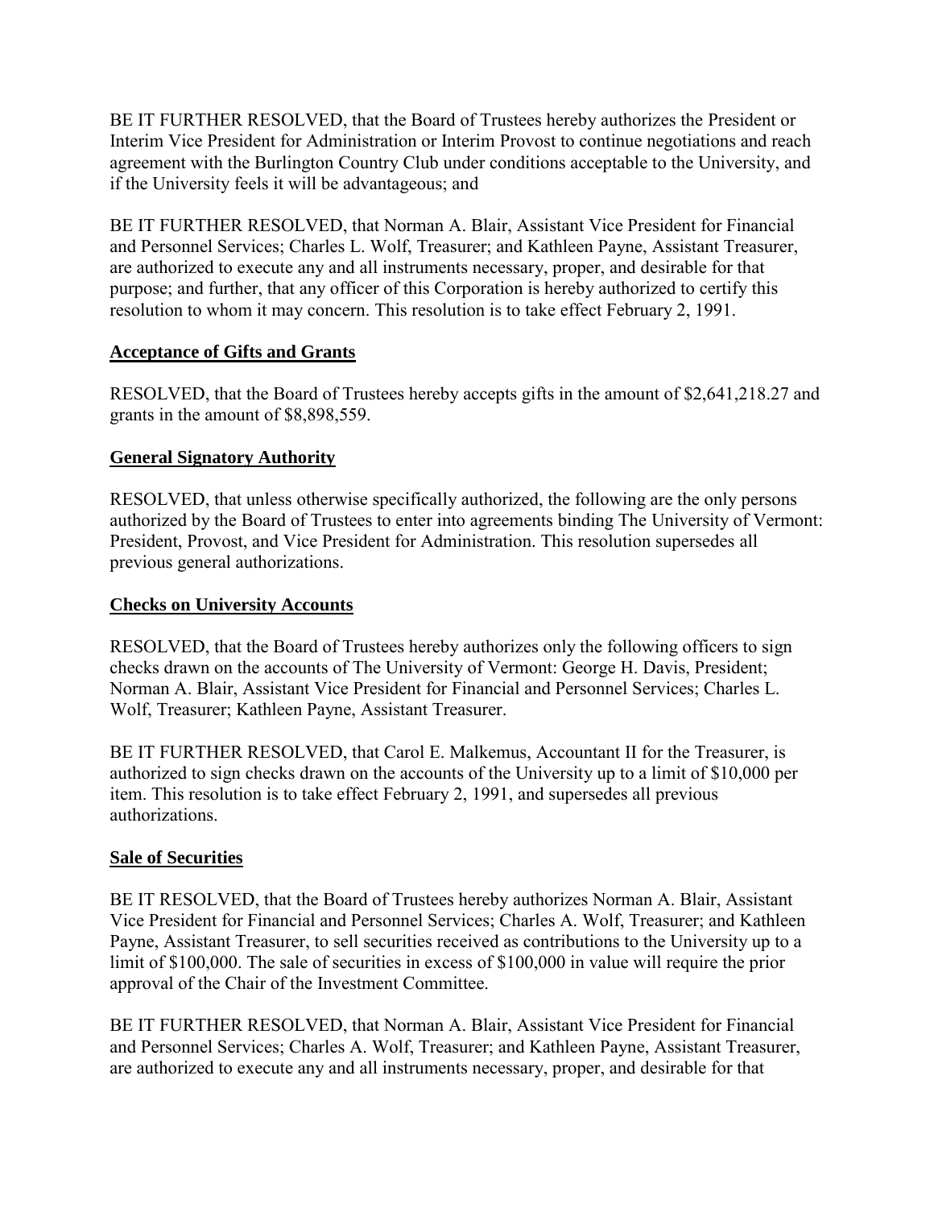BE IT FURTHER RESOLVED, that the Board of Trustees hereby authorizes the President or Interim Vice President for Administration or Interim Provost to continue negotiations and reach agreement with the Burlington Country Club under conditions acceptable to the University, and if the University feels it will be advantageous; and

BE IT FURTHER RESOLVED, that Norman A. Blair, Assistant Vice President for Financial and Personnel Services; Charles L. Wolf, Treasurer; and Kathleen Payne, Assistant Treasurer, are authorized to execute any and all instruments necessary, proper, and desirable for that purpose; and further, that any officer of this Corporation is hereby authorized to certify this resolution to whom it may concern. This resolution is to take effect February 2, 1991.

**Acceptance of Gifts and Grants**

RESOLVED, that the Board of Trustees hereby accepts gifts in the amount of $2,641,218.27 and grants in the amount of $8,898,559.

**General Signatory Authority**

RESOLVED, that unless otherwise specifically authorized, the following are the only persons authorized by the Board of Trustees to enter into agreements binding The University of Vermont: President, Provost, and Vice President for Administration. This resolution supersedes all previous general authorizations.

**Checks on University Accounts**

RESOLVED, that the Board of Trustees hereby authorizes only the following officers to sign checks drawn on the accounts of The University of Vermont: George H. Davis, President; Norman A. Blair, Assistant Vice President for Financial and Personnel Services; Charles L. Wolf, Treasurer; Kathleen Payne, Assistant Treasurer.

BE IT FURTHER RESOLVED, that Carol E. Malkemus, Accountant II for the Treasurer, is authorized to sign checks drawn on the accounts of the University up to a limit of $10,000 per item. This resolution is to take effect February 2, 1991, and supersedes all previous authorizations.

**Sale of Securities**

BE IT RESOLVED, that the Board of Trustees hereby authorizes Norman A. Blair, Assistant Vice President for Financial and Personnel Services; Charles A. Wolf, Treasurer; and Kathleen Payne, Assistant Treasurer, to sell securities received as contributions to the University up to a limit of $100,000. The sale of securities in excess of $100,000 in value will require the prior approval of the Chair of the Investment Committee.

BE IT FURTHER RESOLVED, that Norman A. Blair, Assistant Vice President for Financial and Personnel Services; Charles A. Wolf, Treasurer; and Kathleen Payne, Assistant Treasurer, are authorized to execute any and all instruments necessary, proper, and desirable for that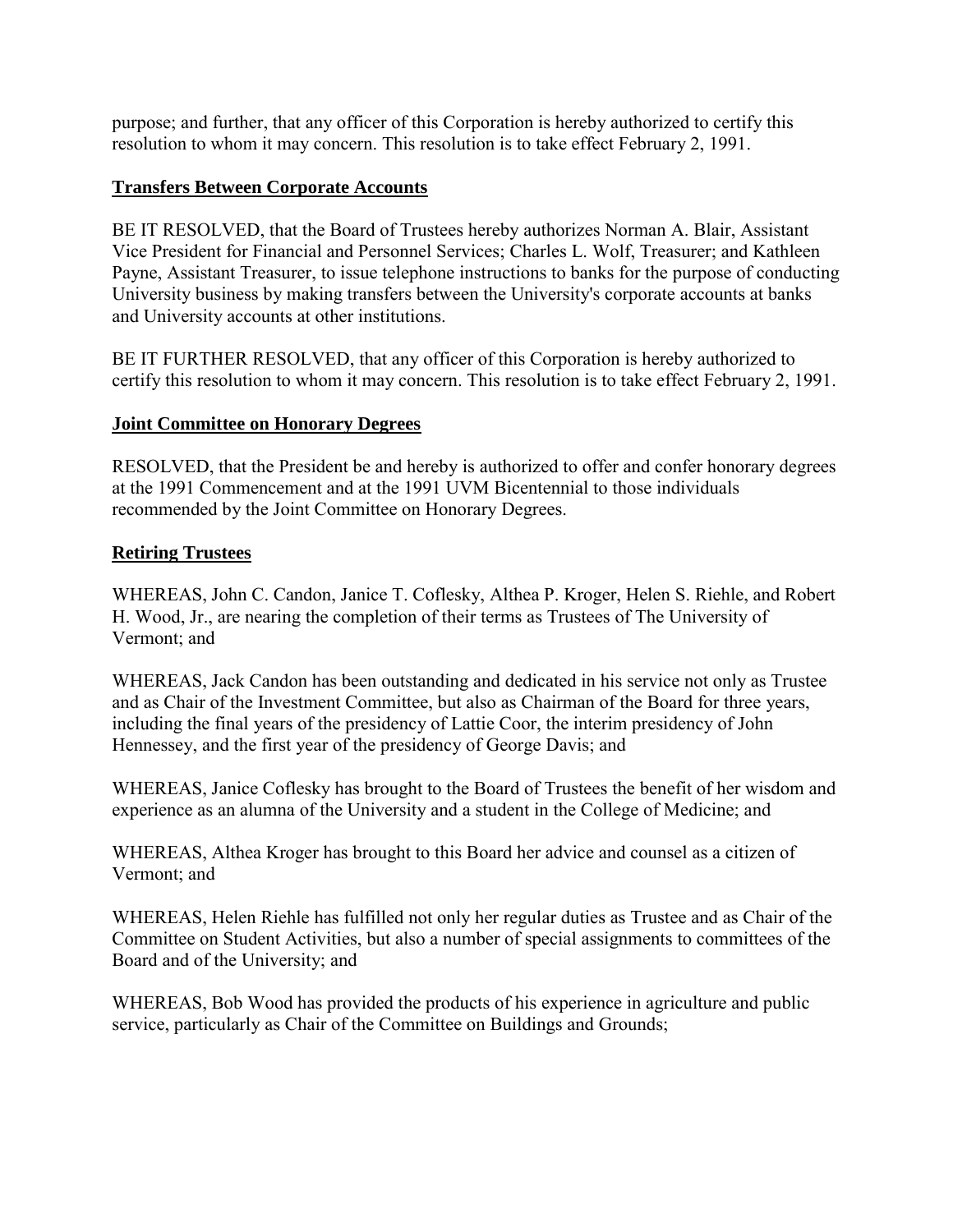purpose; and further, that any officer of this Corporation is hereby authorized to certify this resolution to whom it may concern. This resolution is to take effect February 2, 1991.

**Transfers Between Corporate Accounts**

BE IT RESOLVED, that the Board of Trustees hereby authorizes Norman A. Blair, Assistant Vice President for Financial and Personnel Services; Charles L. Wolf, Treasurer; and Kathleen Payne, Assistant Treasurer, to issue telephone instructions to banks for the purpose of conducting University business by making transfers between the University's corporate accounts at banks and University accounts at other institutions.

BE IT FURTHER RESOLVED, that any officer of this Corporation is hereby authorized to certify this resolution to whom it may concern. This resolution is to take effect February 2, 1991.

**Joint Committee on Honorary Degrees**

RESOLVED, that the President be and hereby is authorized to offer and confer honorary degrees at the 1991 Commencement and at the 1991 UVM Bicentennial to those individuals recommended by the Joint Committee on Honorary Degrees.

**Retiring Trustees**

WHEREAS, John C. Candon, Janice T. Coflesky, Althea P. Kroger, Helen S. Riehle, and Robert H. Wood, Jr., are nearing the completion of their terms as Trustees of The University of Vermont; and

WHEREAS, Jack Candon has been outstanding and dedicated in his service not only as Trustee and as Chair of the Investment Committee, but also as Chairman of the Board for three years, including the final years of the presidency of Lattie Coor, the interim presidency of John Hennessey, and the first year of the presidency of George Davis; and

WHEREAS, Janice Coflesky has brought to the Board of Trustees the benefit of her wisdom and experience as an alumna of the University and a student in the College of Medicine; and

WHEREAS, Althea Kroger has brought to this Board her advice and counsel as a citizen of Vermont; and

WHEREAS, Helen Riehle has fulfilled not only her regular duties as Trustee and as Chair of the Committee on Student Activities, but also a number of special assignments to committees of the Board and of the University; and

WHEREAS, Bob Wood has provided the products of his experience in agriculture and public service, particularly as Chair of the Committee on Buildings and Grounds;